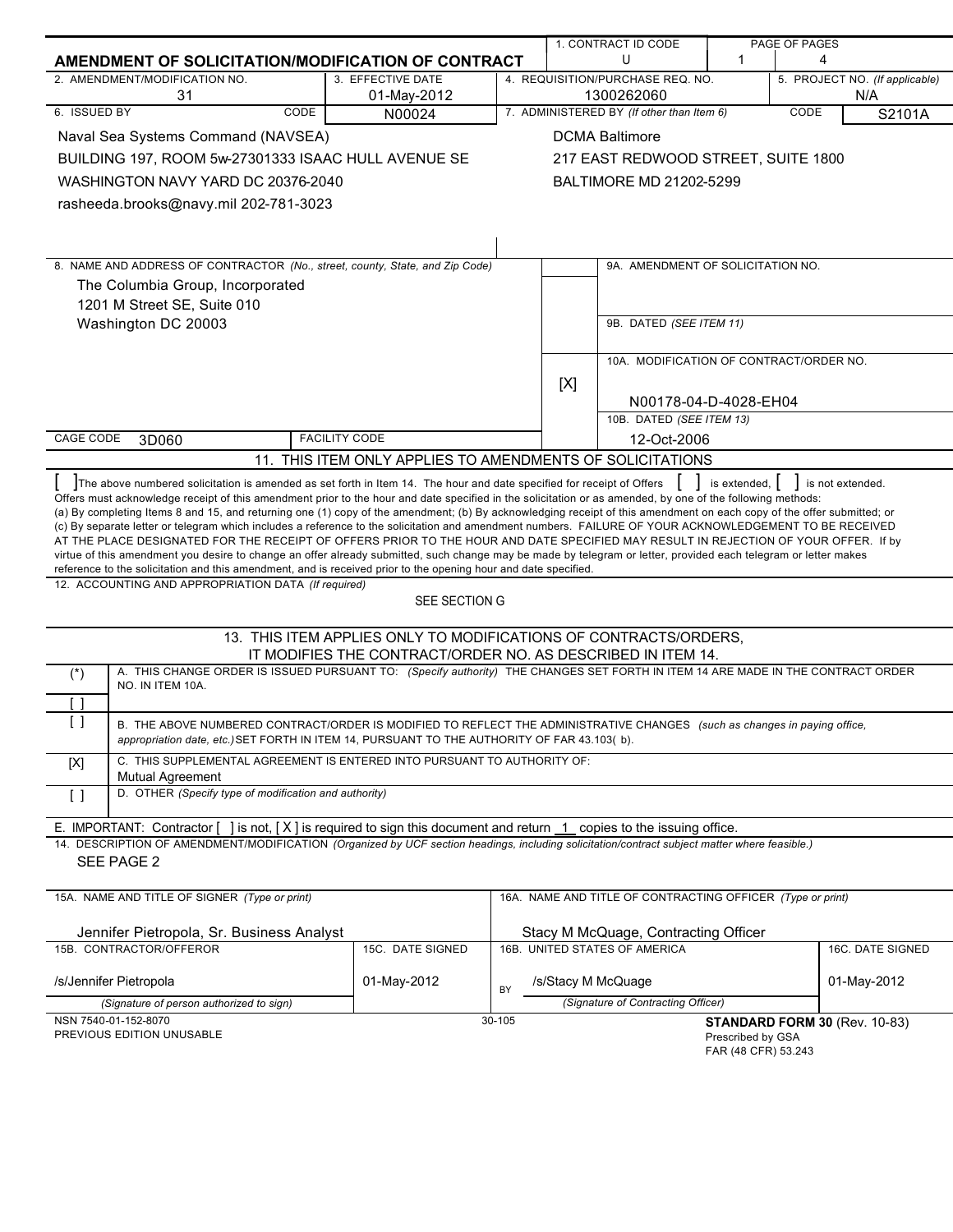# AMENDMENT OF SOLICITATION/MODIFICATION OF CONTRACT

| 1. CONTRACT ID CODE | PAGE OF PAGES |
|---|---|
| U | 1 4 |

| 2. AMENDMENT/MODIFICATION NO. | 3. EFFECTIVE DATE | 4. REQUISITION/PURCHASE REQ. NO. | 5. PROJECT NO. (If applicable) |
|---|---|---|---|
| 31 | 01-May-2012 | 1300262060 | N/A |

| 6. ISSUED BY | CODE | 7. ADMINISTERED BY (If other than Item 6) | CODE |
|---|---|---|---|
| Naval Sea Systems Command (NAVSEA)<br>BUILDING 197, ROOM 5w-27301333 ISAAC HULL AVENUE SE<br>WASHINGTON NAVY YARD DC 20376-2040<br>rasheeda.brooks@navy.mil 202-781-3023 | N00024 | DCMA Baltimore<br>217 EAST REDWOOD STREET, SUITE 1800<br>BALTIMORE MD 21202-5299 | S2101A |

8. NAME AND ADDRESS OF CONTRACTOR (No., street, county, State, and Zip Code)

The Columbia Group, Incorporated
1201 M Street SE, Suite 010
Washington DC 20003

9A. AMENDMENT OF SOLICITATION NO.

9B. DATED (SEE ITEM 11)

[X] 10A. MODIFICATION OF CONTRACT/ORDER NO.
N00178-04-D-4028-EH04

10B. DATED (SEE ITEM 13)
12-Oct-2006

CAGE CODE 3D060 FACILITY CODE

## 11. THIS ITEM ONLY APPLIES TO AMENDMENTS OF SOLICITATIONS

[ ] The above numbered solicitation is amended as set forth in Item 14. The hour and date specified for receipt of Offers [ ] is extended, [ ] is not extended.
Offers must acknowledge receipt of this amendment prior to the hour and date specified in the solicitation or as amended, by one of the following methods:
(a) By completing Items 8 and 15, and returning one (1) copy of the amendment; (b) By acknowledging receipt of this amendment on each copy of the offer submitted; or (c) By separate letter or telegram which includes a reference to the solicitation and amendment numbers. FAILURE OF YOUR ACKNOWLEDGEMENT TO BE RECEIVED AT THE PLACE DESIGNATED FOR THE RECEIPT OF OFFERS PRIOR TO THE HOUR AND DATE SPECIFIED MAY RESULT IN REJECTION OF YOUR OFFER. If by virtue of this amendment you desire to change an offer already submitted, such change may be made by telegram or letter, provided each telegram or letter makes reference to the solicitation and this amendment, and is received prior to the opening hour and date specified.

12. ACCOUNTING AND APPROPRIATION DATA (If required)
SEE SECTION G

## 13. THIS ITEM APPLIES ONLY TO MODIFICATIONS OF CONTRACTS/ORDERS, IT MODIFIES THE CONTRACT/ORDER NO. AS DESCRIBED IN ITEM 14.

| | |
|---|---|
| (*) | A. THIS CHANGE ORDER IS ISSUED PURSUANT TO: (Specify authority) THE CHANGES SET FORTH IN ITEM 14 ARE MADE IN THE CONTRACT ORDER NO. IN ITEM 10A. |
| [ ] | |
| [ ] | B. THE ABOVE NUMBERED CONTRACT/ORDER IS MODIFIED TO REFLECT THE ADMINISTRATIVE CHANGES (such as changes in paying office, appropriation date, etc.) SET FORTH IN ITEM 14, PURSUANT TO THE AUTHORITY OF FAR 43.103( b). |
| [X] | C. THIS SUPPLEMENTAL AGREEMENT IS ENTERED INTO PURSUANT TO AUTHORITY OF:<br>Mutual Agreement |
| [ ] | D. OTHER (Specify type of modification and authority) |

E. IMPORTANT: Contractor [ ] is not, [ X ] is required to sign this document and return 1 copies to the issuing office.

14. DESCRIPTION OF AMENDMENT/MODIFICATION (Organized by UCF section headings, including solicitation/contract subject matter where feasible.)

SEE PAGE 2

| 15A. NAME AND TITLE OF SIGNER (Type or print) | | 16A. NAME AND TITLE OF CONTRACTING OFFICER (Type or print) | |
|---|---|---|---|
| Jennifer Pietropola, Sr. Business Analyst | | Stacy M McQuage, Contracting Officer | |
| 15B. CONTRACTOR/OFFEROR | 15C. DATE SIGNED | 16B. UNITED STATES OF AMERICA | 16C. DATE SIGNED |
| /s/Jennifer Pietropola | 01-May-2012 | BY /s/Stacy M McQuage | 01-May-2012 |
| (Signature of person authorized to sign) | | (Signature of Contracting Officer) | |

NSN 7540-01-152-8070
PREVIOUS EDITION UNUSABLE

30-105

**STANDARD FORM 30** (Rev. 10-83)
Prescribed by GSA
FAR (48 CFR) 53.243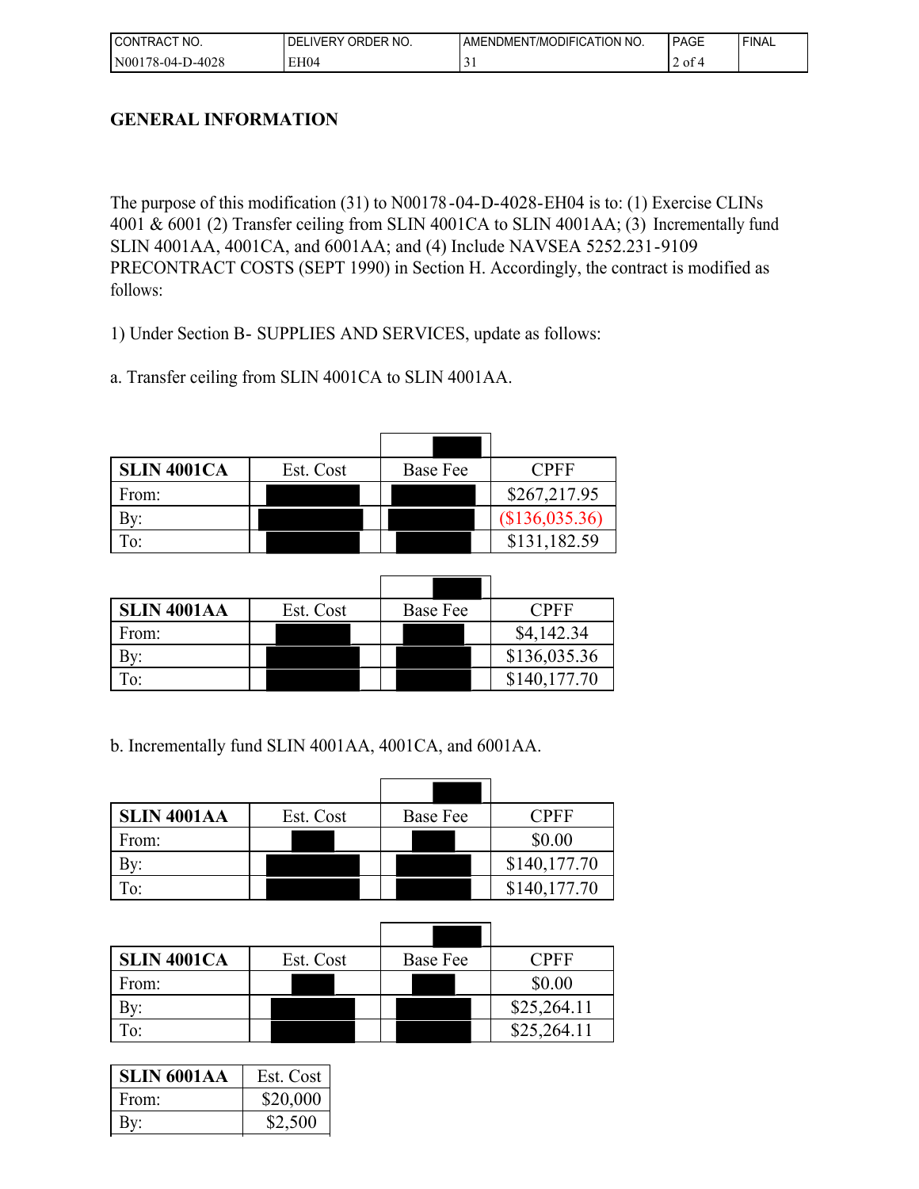## GENERAL INFORMATION

The purpose of this modification (31) to N00178-04-D-4028-EH04 is to: (1) Exercise CLINs 4001 & 6001 (2) Transfer ceiling from SLIN 4001CA to SLIN 4001AA; (3) Incrementally fund SLIN 4001AA, 4001CA, and 6001AA; and (4) Include NAVSEA 5252.231-9109 PRECONTRACT COSTS (SEPT 1990) in Section H. Accordingly, the contract is modified as follows:

1) Under Section B- SUPPLIES AND SERVICES, update as follows:

a. Transfer ceiling from SLIN 4001CA to SLIN 4001AA.

| SLIN 4001CA | Est. Cost | Base Fee | CPFF |
|---|---|---|---|
| From: | | | $267,217.95 |
| By: | | | ($136,035.36) |
| To: | | | $131,182.59 |

| SLIN 4001AA | Est. Cost | Base Fee | CPFF |
|---|---|---|---|
| From: | | | $4,142.34 |
| By: | | | $136,035.36 |
| To: | | | $140,177.70 |

b. Incrementally fund SLIN 4001AA, 4001CA, and 6001AA.

| SLIN 4001AA | Est. Cost | Base Fee | CPFF |
|---|---|---|---|
| From: | | | $0.00 |
| By: | | | $140,177.70 |
| To: | | | $140,177.70 |

| SLIN 4001CA | Est. Cost | Base Fee | CPFF |
|---|---|---|---|
| From: | | | $0.00 |
| By: | | | $25,264.11 |
| To: | | | $25,264.11 |

| SLIN 6001AA | Est. Cost |
|---|---|
| From: | $20,000 |
| By: | $2,500 |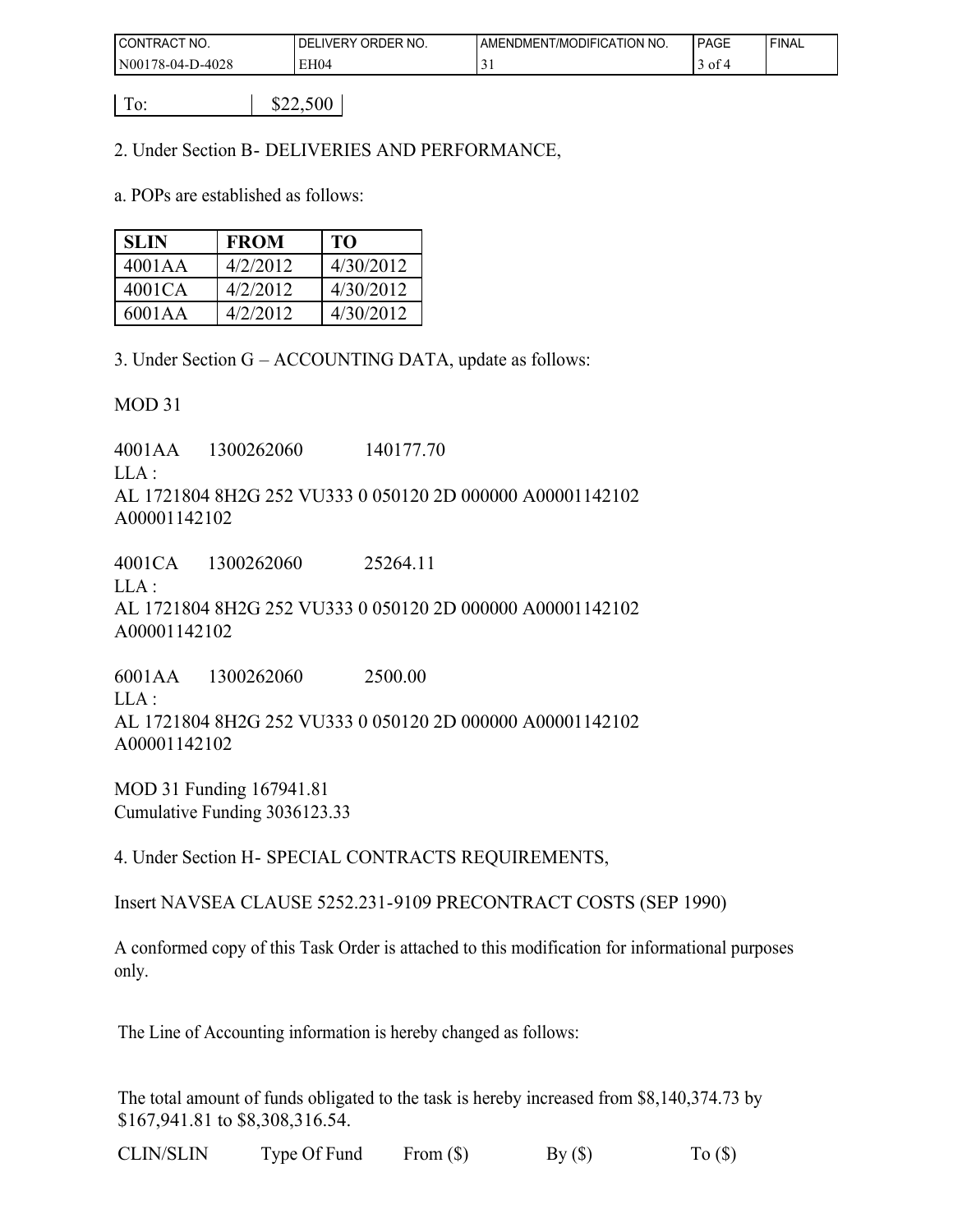| To: | $22,500 |
|---|---|

2. Under Section B- DELIVERIES AND PERFORMANCE,

a. POPs are established as follows:

| SLIN | FROM | TO |
|---|---|---|
| 4001AA | 4/2/2012 | 4/30/2012 |
| 4001CA | 4/2/2012 | 4/30/2012 |
| 6001AA | 4/2/2012 | 4/30/2012 |

3. Under Section G – ACCOUNTING DATA, update as follows:

MOD 31

4001AA 1300262060 140177.70
LLA :
AL 1721804 8H2G 252 VU333 0 050120 2D 000000 A00001142102
A00001142102

4001CA 1300262060 25264.11
LLA :
AL 1721804 8H2G 252 VU333 0 050120 2D 000000 A00001142102
A00001142102

6001AA 1300262060 2500.00
LLA :
AL 1721804 8H2G 252 VU333 0 050120 2D 000000 A00001142102
A00001142102

MOD 31 Funding 167941.81
Cumulative Funding 3036123.33

4. Under Section H- SPECIAL CONTRACTS REQUIREMENTS,

Insert NAVSEA CLAUSE 5252.231-9109 PRECONTRACT COSTS (SEP 1990)

A conformed copy of this Task Order is attached to this modification for informational purposes only.

The Line of Accounting information is hereby changed as follows:

The total amount of funds obligated to the task is hereby increased from $8,140,374.73 by $167,941.81 to $8,308,316.54.

| CLIN/SLIN | Type Of Fund | From ($) | By ($) | To ($) |
|---|---|---|---|---|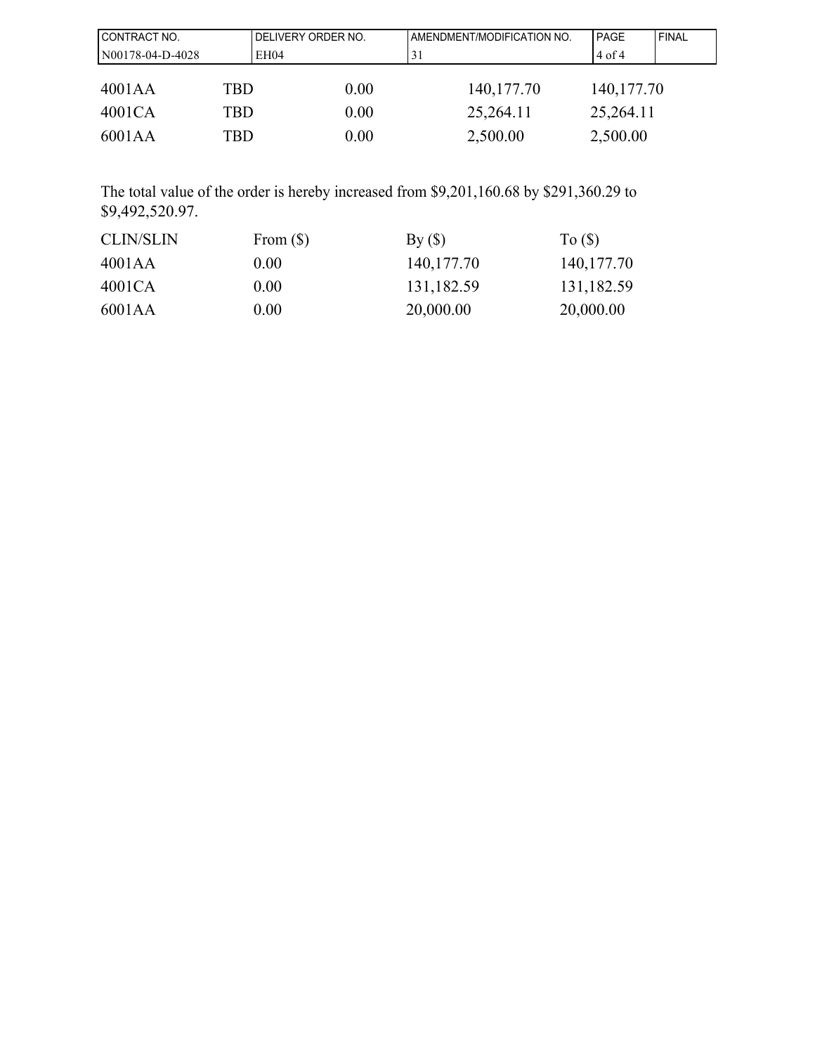| CONTRACT NO. | DELIVERY ORDER NO. | AMENDMENT/MODIFICATION NO. | PAGE | FINAL |
| --- | --- | --- | --- | --- |
| N00178-04-D-4028 | EH04 | 31 | 4 of 4 | |

| | | | | |
| --- | --- | --- | --- | --- |
| 4001AA | TBD | 0.00 | 140,177.70 | 140,177.70 |
| 4001CA | TBD | 0.00 | 25,264.11 | 25,264.11 |
| 6001AA | TBD | 0.00 | 2,500.00 | 2,500.00 |

The total value of the order is hereby increased from $9,201,160.68 by $291,360.29 to $9,492,520.97.

| CLIN/SLIN | From ($) | By ($) | To ($) |
| --- | --- | --- | --- |
| 4001AA | 0.00 | 140,177.70 | 140,177.70 |
| 4001CA | 0.00 | 131,182.59 | 131,182.59 |
| 6001AA | 0.00 | 20,000.00 | 20,000.00 |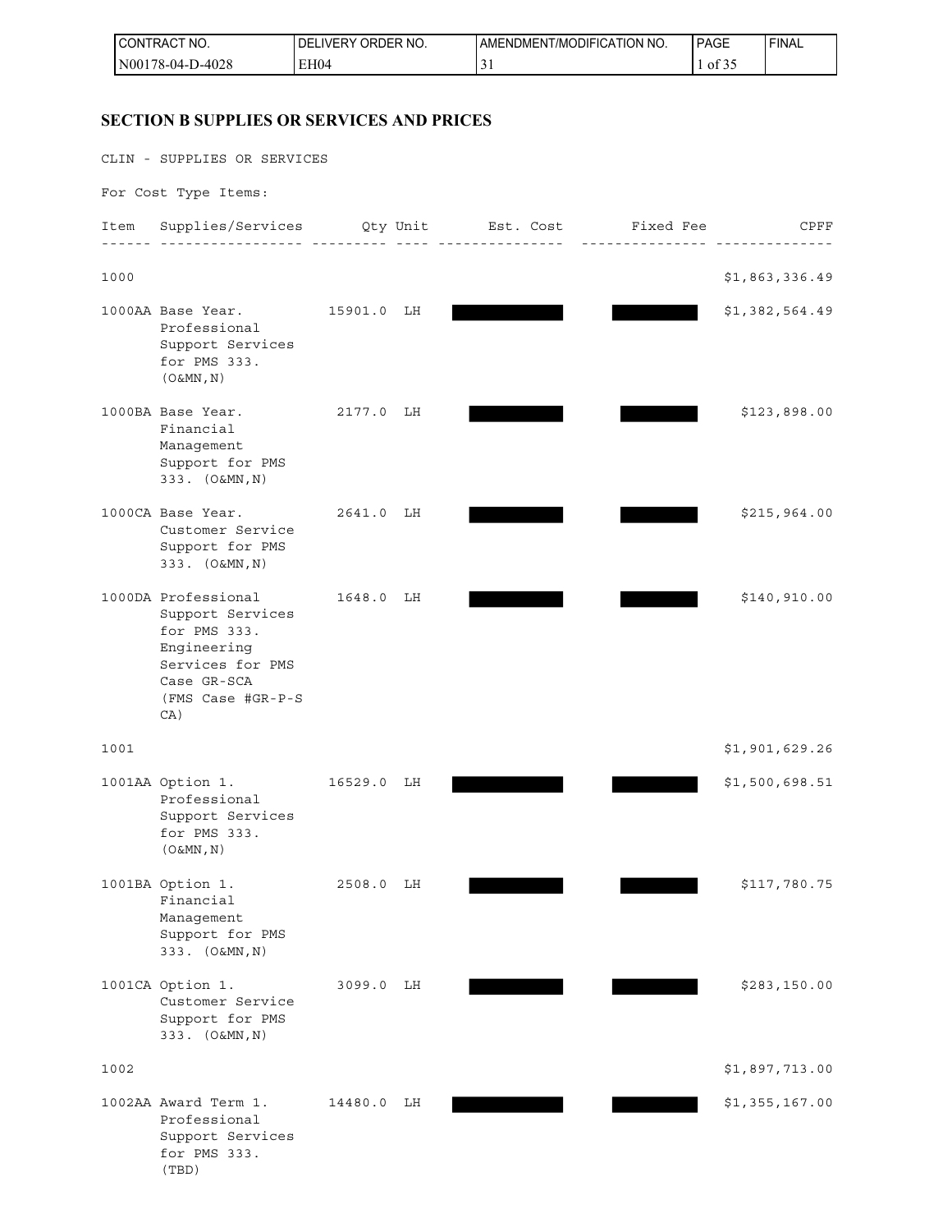| CONTRACT NO. | DELIVERY ORDER NO. | AMENDMENT/MODIFICATION NO. | PAGE | FINAL |
|---|---|---|---|---|
| N00178-04-D-4028 | EH04 | 31 | 1 of 35 | |

## SECTION B SUPPLIES OR SERVICES AND PRICES

CLIN - SUPPLIES OR SERVICES

For Cost Type Items:

| Item | Supplies/Services | Qty | Unit | Est. Cost | Fixed Fee | CPFF |
|---|---|---|---|---|---|---|
| 1000 | | | | | | $1,863,336.49 |
| 1000AA | Base Year. Professional Support Services for PMS 333. (O&MN,N) | 15901.0 | LH | | | $1,382,564.49 |
| 1000BA | Base Year. Financial Management Support for PMS 333. (O&MN,N) | 2177.0 | LH | | | $123,898.00 |
| 1000CA | Base Year. Customer Service Support for PMS 333. (O&MN,N) | 2641.0 | LH | | | $215,964.00 |
| 1000DA | Professional Support Services for PMS 333. Engineering Services for PMS Case GR-SCA (FMS Case #GR-P-SCA) | 1648.0 | LH | | | $140,910.00 |
| 1001 | | | | | | $1,901,629.26 |
| 1001AA | Option 1. Professional Support Services for PMS 333. (O&MN,N) | 16529.0 | LH | | | $1,500,698.51 |
| 1001BA | Option 1. Financial Management Support for PMS 333. (O&MN,N) | 2508.0 | LH | | | $117,780.75 |
| 1001CA | Option 1. Customer Service Support for PMS 333. (O&MN,N) | 3099.0 | LH | | | $283,150.00 |
| 1002 | | | | | | $1,897,713.00 |
| 1002AA | Award Term 1. Professional Support Services for PMS 333. (TBD) | 14480.0 | LH | | | $1,355,167.00 |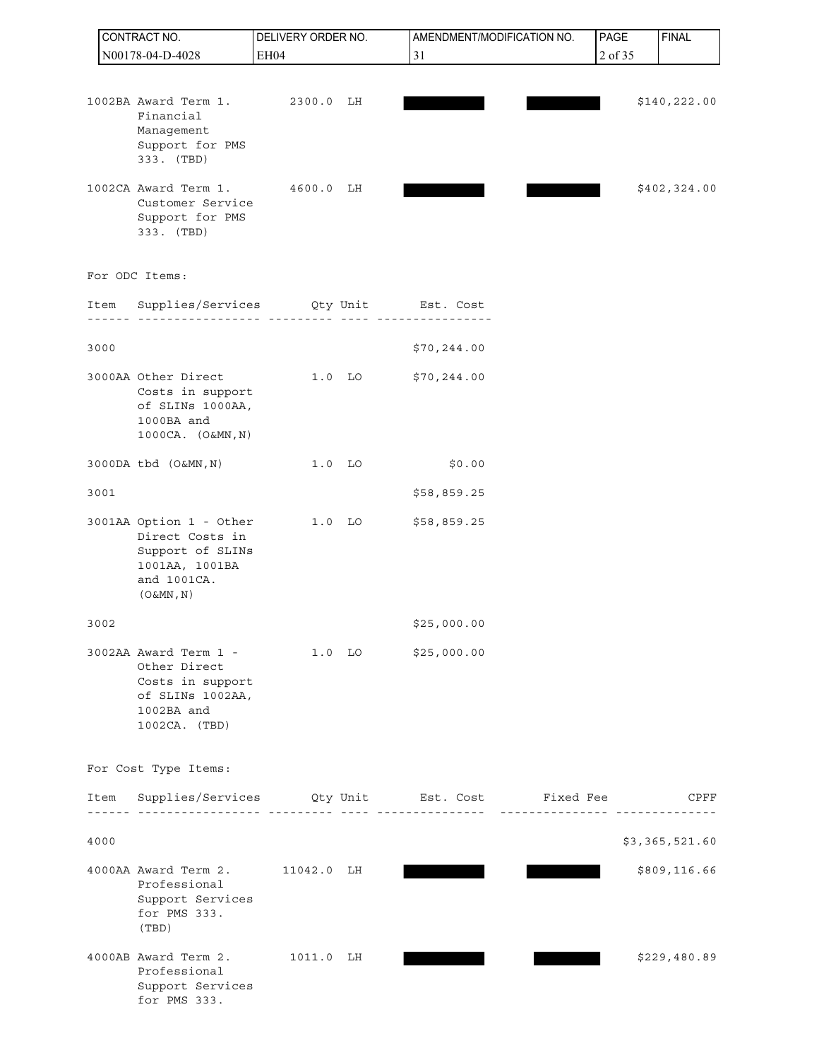| CONTRACT NO. | DELIVERY ORDER NO. | AMENDMENT/MODIFICATION NO. | FINAL |
|---|---|---|---|
| N00178-04-D-4028 | EH04 | 31 | |

| Item | Supplies/Services | Qty | Unit | Est. Cost | Fixed Fee | CPFF |
|---|---|---|---|---|---|---|
| 1002BA | Award Term 1. Financial Management Support for PMS 333. (TBD) | 2300.0 | LH | | | $140,222.00 |
| 1002CA | Award Term 1. Customer Service Support for PMS 333. (TBD) | 4600.0 | LH | | | $402,324.00 |

For ODC Items:

| Item | Supplies/Services | Qty | Unit | Est. Cost |
|---|---|---|---|---|
| 3000 | | | | $70,244.00 |
| 3000AA | Other Direct Costs in support of SLINs 1000AA, 1000BA and 1000CA. (O&MN,N) | 1.0 | LO | $70,244.00 |
| 3000DA | tbd (O&MN,N) | 1.0 | LO | $0.00 |
| 3001 | | | | $58,859.25 |
| 3001AA | Option 1 - Other Direct Costs in Support of SLINs 1001AA, 1001BA and 1001CA. (O&MN,N) | 1.0 | LO | $58,859.25 |
| 3002 | | | | $25,000.00 |
| 3002AA | Award Term 1 - Other Direct Costs in support of SLINs 1002AA, 1002BA and 1002CA. (TBD) | 1.0 | LO | $25,000.00 |

For Cost Type Items:

| Item | Supplies/Services | Qty | Unit | Est. Cost | Fixed Fee | CPFF |
|---|---|---|---|---|---|---|
| 4000 | | | | | | $3,365,521.60 |
| 4000AA | Award Term 2. Professional Support Services for PMS 333. (TBD) | 11042.0 | LH | | | $809,116.66 |
| 4000AB | Award Term 2. Professional Support Services for PMS 333. | 1011.0 | LH | | | $229,480.89 |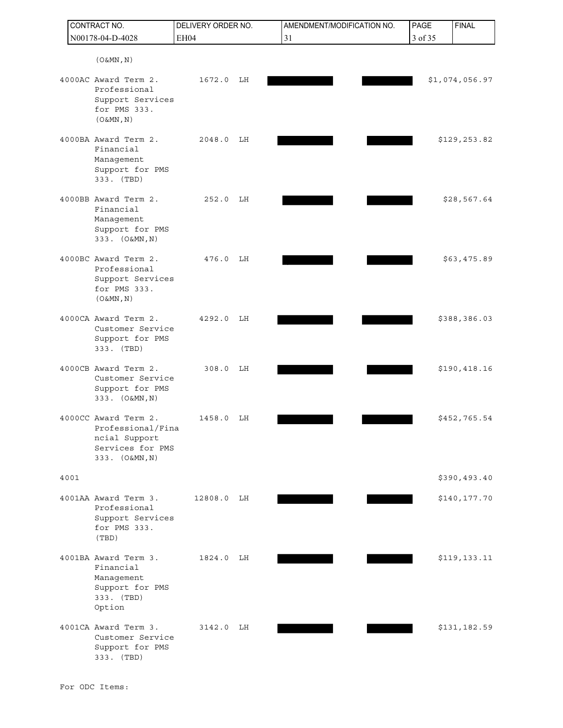| CONTRACT NO. | DELIVERY ORDER NO. | AMENDMENT/MODIFICATION NO. | FINAL |
|---|---|---|---|
| N00178-04-D-4028 | EH04 | 31 | |

(O&MN,N)

| Item | Description | Quantity | Unit | Unit Price | Total | Amount |
|---|---|---|---|---|---|---|
| 4000AC | Award Term 2. Professional Support Services for PMS 333. (O&MN,N) | 1672.0 | LH | [redacted] | [redacted] | $1,074,056.97 |
| 4000BA | Award Term 2. Financial Management Support for PMS 333. (TBD) | 2048.0 | LH | [redacted] | [redacted] | $129,253.82 |
| 4000BB | Award Term 2. Financial Management Support for PMS 333. (O&MN,N) | 252.0 | LH | [redacted] | [redacted] | $28,567.64 |
| 4000BC | Award Term 2. Professional Support Services for PMS 333. (O&MN,N) | 476.0 | LH | [redacted] | [redacted] | $63,475.89 |
| 4000CA | Award Term 2. Customer Service Support for PMS 333. (TBD) | 4292.0 | LH | [redacted] | [redacted] | $388,386.03 |
| 4000CB | Award Term 2. Customer Service Support for PMS 333. (O&MN,N) | 308.0 | LH | [redacted] | [redacted] | $190,418.16 |
| 4000CC | Award Term 2. Professional/Financial Support Services for PMS 333. (O&MN,N) | 1458.0 | LH | [redacted] | [redacted] | $452,765.54 |
| 4001 | | | | | | $390,493.40 |
| 4001AA | Award Term 3. Professional Support Services for PMS 333. (TBD) | 12808.0 | LH | [redacted] | [redacted] | $140,177.70 |
| 4001BA | Award Term 3. Financial Management Support for PMS 333. (TBD) Option | 1824.0 | LH | [redacted] | [redacted] | $119,133.11 |
| 4001CA | Award Term 3. Customer Service Support for PMS 333. (TBD) | 3142.0 | LH | [redacted] | [redacted] | $131,182.59 |

For ODC Items: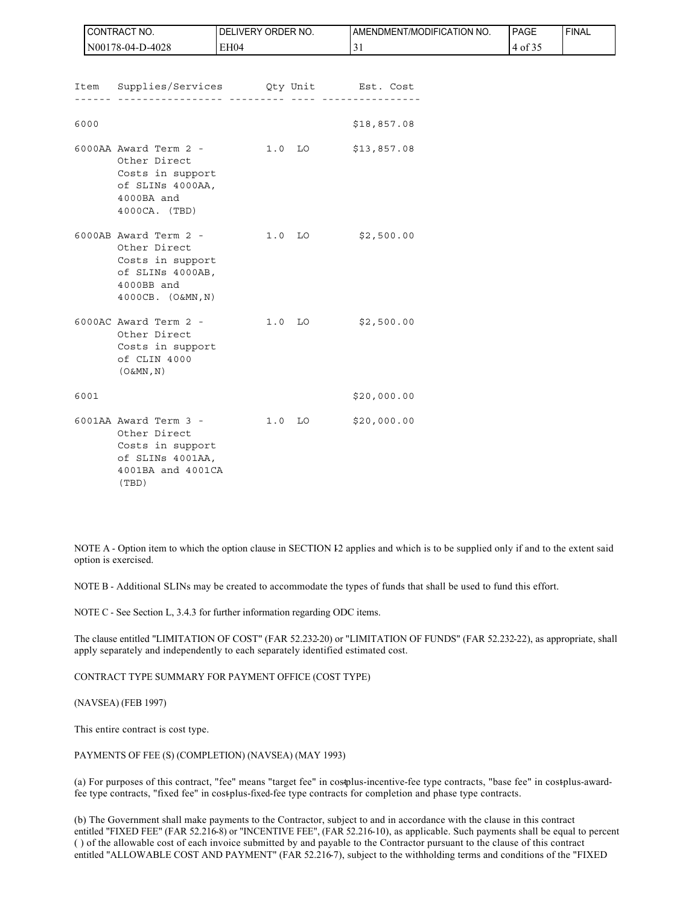| Item | Supplies/Services | Qty | Unit | Est. Cost |
|---|---|---|---|---|
| 6000 | | | | $18,857.08 |
| 6000AA | Award Term 2 - Other Direct Costs in support of SLINs 4000AA, 4000BA and 4000CA. (TBD) | 1.0 | LO | $13,857.08 |
| 6000AB | Award Term 2 - Other Direct Costs in support of SLINs 4000AB, 4000BB and 4000CB. (O&MN,N) | 1.0 | LO | $2,500.00 |
| 6000AC | Award Term 2 - Other Direct Costs in support of CLIN 4000 (O&MN,N) | 1.0 | LO | $2,500.00 |
| 6001 | | | | $20,000.00 |
| 6001AA | Award Term 3 - Other Direct Costs in support of SLINs 4001AA, 4001BA and 4001CA (TBD) | 1.0 | LO | $20,000.00 |

NOTE A - Option item to which the option clause in SECTION I-2 applies and which is to be supplied only if and to the extent said option is exercised.

NOTE B - Additional SLINs may be created to accommodate the types of funds that shall be used to fund this effort.

NOTE C - See Section L, 3.4.3 for further information regarding ODC items.

The clause entitled "LIMITATION OF COST" (FAR 52.232-20) or "LIMITATION OF FUNDS" (FAR 52.232-22), as appropriate, shall apply separately and independently to each separately identified estimated cost.

CONTRACT TYPE SUMMARY FOR PAYMENT OFFICE (COST TYPE)

(NAVSEA) (FEB 1997)

This entire contract is cost type.

PAYMENTS OF FEE (S) (COMPLETION) (NAVSEA) (MAY 1993)

(a) For purposes of this contract, "fee" means "target fee" in cost-plus-incentive-fee type contracts, "base fee" in cost-plus-award-fee type contracts, "fixed fee" in cost-plus-fixed-fee type contracts for completion and phase type contracts.

(b) The Government shall make payments to the Contractor, subject to and in accordance with the clause in this contract entitled "FIXED FEE" (FAR 52.216-8) or "INCENTIVE FEE", (FAR 52.216-10), as applicable. Such payments shall be equal to percent ( ) of the allowable cost of each invoice submitted by and payable to the Contractor pursuant to the clause of this contract entitled "ALLOWABLE COST AND PAYMENT" (FAR 52.216-7), subject to the withholding terms and conditions of the "FIXED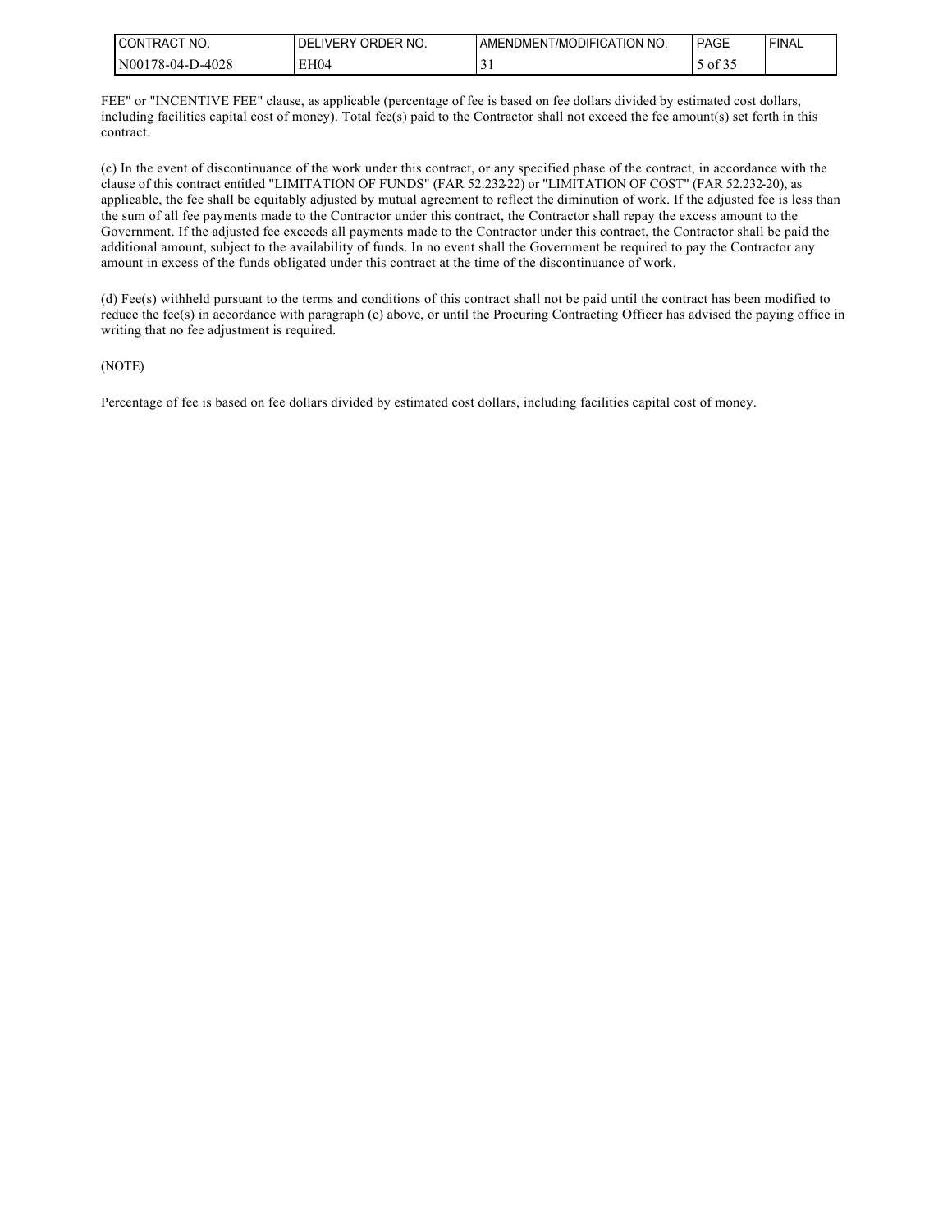FEE" or "INCENTIVE FEE" clause, as applicable (percentage of fee is based on fee dollars divided by estimated cost dollars, including facilities capital cost of money). Total fee(s) paid to the Contractor shall not exceed the fee amount(s) set forth in this contract.

(c) In the event of discontinuance of the work under this contract, or any specified phase of the contract, in accordance with the clause of this contract entitled "LIMITATION OF FUNDS" (FAR 52.232-22) or "LIMITATION OF COST" (FAR 52.232-20), as applicable, the fee shall be equitably adjusted by mutual agreement to reflect the diminution of work. If the adjusted fee is less than the sum of all fee payments made to the Contractor under this contract, the Contractor shall repay the excess amount to the Government. If the adjusted fee exceeds all payments made to the Contractor under this contract, the Contractor shall be paid the additional amount, subject to the availability of funds. In no event shall the Government be required to pay the Contractor any amount in excess of the funds obligated under this contract at the time of the discontinuance of work.

(d) Fee(s) withheld pursuant to the terms and conditions of this contract shall not be paid until the contract has been modified to reduce the fee(s) in accordance with paragraph (c) above, or until the Procuring Contracting Officer has advised the paying office in writing that no fee adjustment is required.

(NOTE)

Percentage of fee is based on fee dollars divided by estimated cost dollars, including facilities capital cost of money.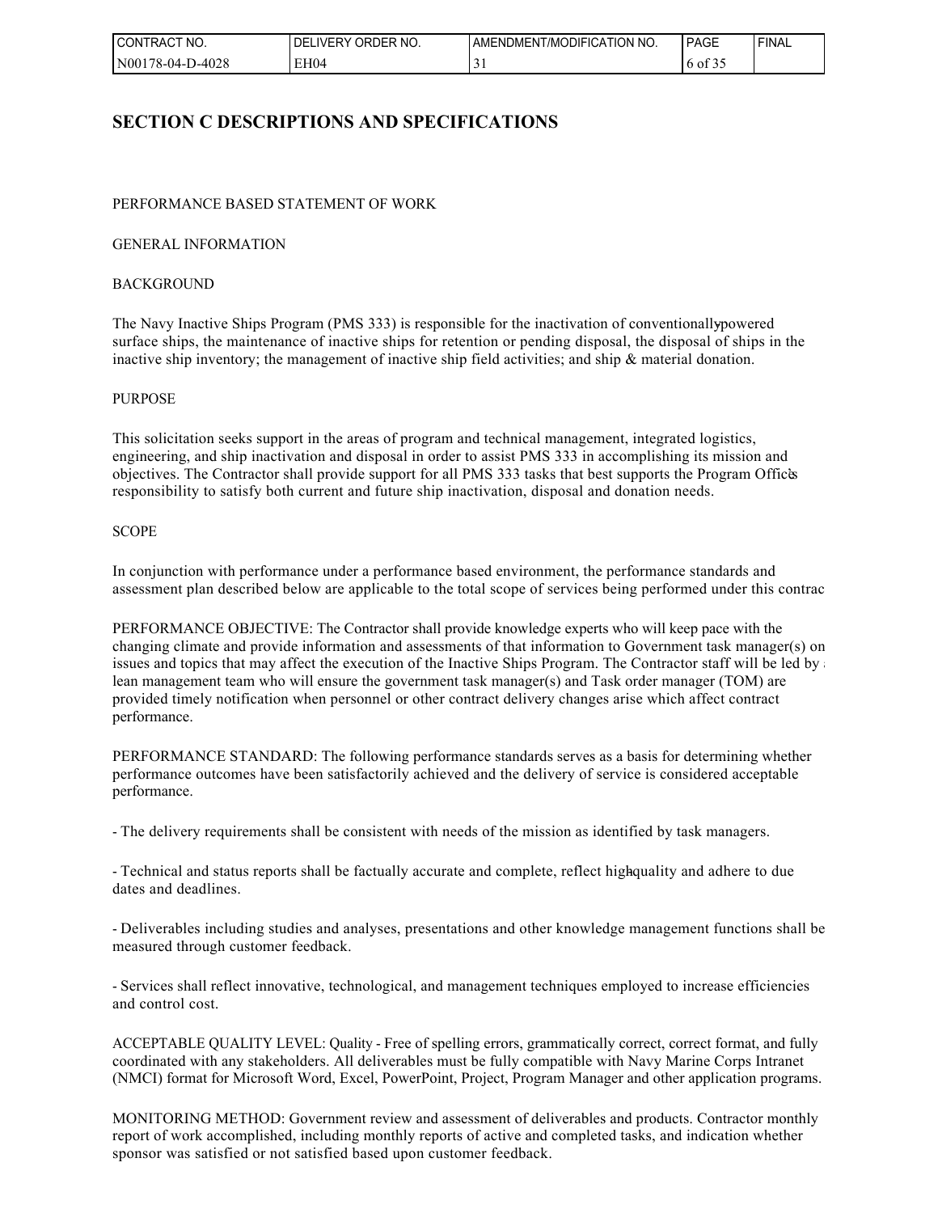# SECTION C DESCRIPTIONS AND SPECIFICATIONS

PERFORMANCE BASED STATEMENT OF WORK

GENERAL INFORMATION

BACKGROUND

The Navy Inactive Ships Program (PMS 333) is responsible for the inactivation of conventionally-powered surface ships, the maintenance of inactive ships for retention or pending disposal, the disposal of ships in the inactive ship inventory; the management of inactive ship field activities; and ship & material donation.

PURPOSE

This solicitation seeks support in the areas of program and technical management, integrated logistics, engineering, and ship inactivation and disposal in order to assist PMS 333 in accomplishing its mission and objectives. The Contractor shall provide support for all PMS 333 tasks that best supports the Program Office's responsibility to satisfy both current and future ship inactivation, disposal and donation needs.

SCOPE

In conjunction with performance under a performance based environment, the performance standards and assessment plan described below are applicable to the total scope of services being performed under this contrac

PERFORMANCE OBJECTIVE: The Contractor shall provide knowledge experts who will keep pace with the changing climate and provide information and assessments of that information to Government task manager(s) on issues and topics that may affect the execution of the Inactive Ships Program. The Contractor staff will be led by a lean management team who will ensure the government task manager(s) and Task order manager (TOM) are provided timely notification when personnel or other contract delivery changes arise which affect contract performance.

PERFORMANCE STANDARD: The following performance standards serves as a basis for determining whether performance outcomes have been satisfactorily achieved and the delivery of service is considered acceptable performance.

- The delivery requirements shall be consistent with needs of the mission as identified by task managers.

- Technical and status reports shall be factually accurate and complete, reflect high-quality and adhere to due dates and deadlines.

- Deliverables including studies and analyses, presentations and other knowledge management functions shall be measured through customer feedback.

- Services shall reflect innovative, technological, and management techniques employed to increase efficiencies and control cost.

ACCEPTABLE QUALITY LEVEL: Quality - Free of spelling errors, grammatically correct, correct format, and fully coordinated with any stakeholders. All deliverables must be fully compatible with Navy Marine Corps Intranet (NMCI) format for Microsoft Word, Excel, PowerPoint, Project, Program Manager and other application programs.

MONITORING METHOD: Government review and assessment of deliverables and products. Contractor monthly report of work accomplished, including monthly reports of active and completed tasks, and indication whether sponsor was satisfied or not satisfied based upon customer feedback.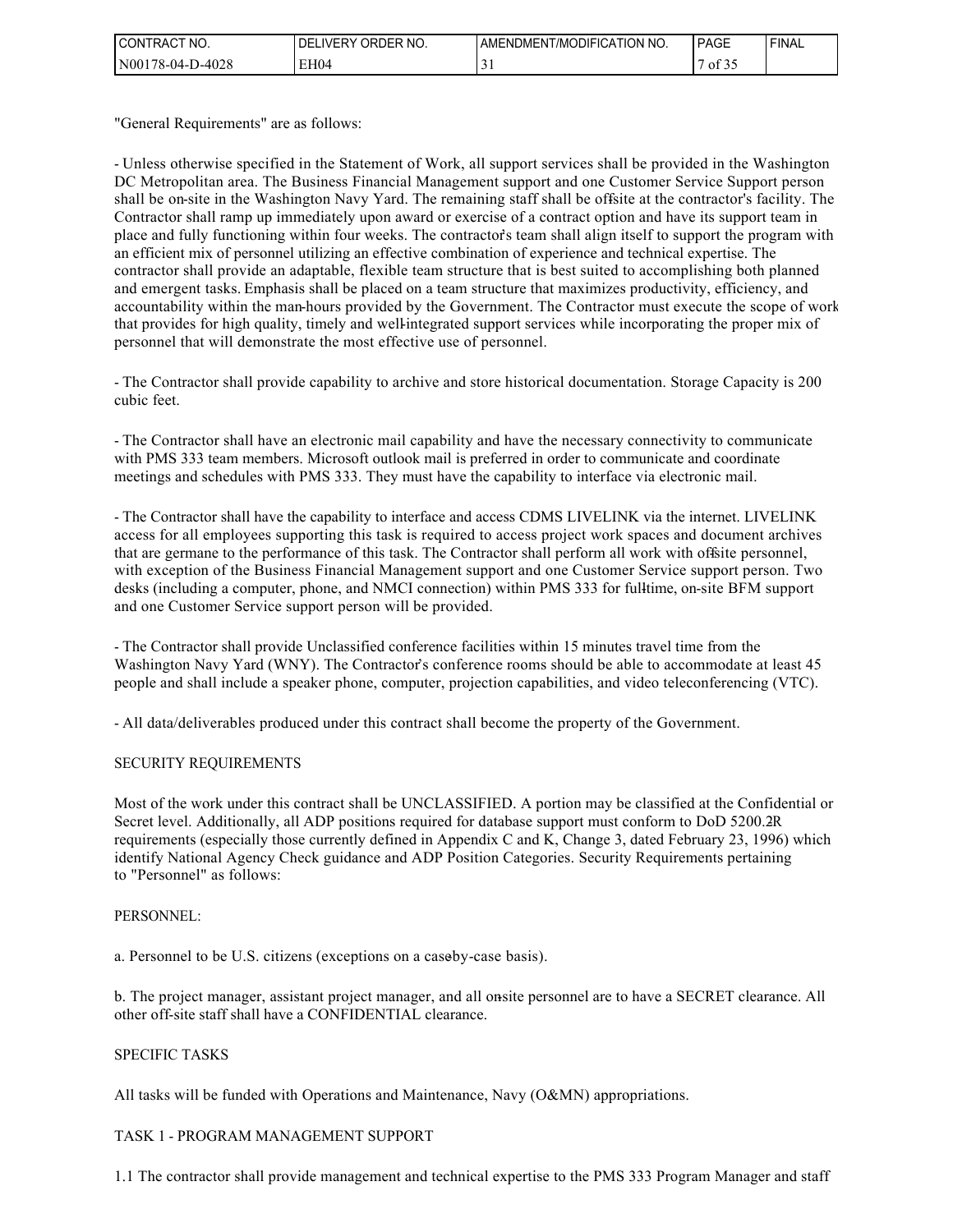"General Requirements" are as follows:

- Unless otherwise specified in the Statement of Work, all support services shall be provided in the Washington DC Metropolitan area. The Business Financial Management support and one Customer Service Support person shall be on-site in the Washington Navy Yard. The remaining staff shall be off-site at the contractor's facility. The Contractor shall ramp up immediately upon award or exercise of a contract option and have its support team in place and fully functioning within four weeks. The contractor's team shall align itself to support the program with an efficient mix of personnel utilizing an effective combination of experience and technical expertise. The contractor shall provide an adaptable, flexible team structure that is best suited to accomplishing both planned and emergent tasks. Emphasis shall be placed on a team structure that maximizes productivity, efficiency, and accountability within the man-hours provided by the Government. The Contractor must execute the scope of work that provides for high quality, timely and well-integrated support services while incorporating the proper mix of personnel that will demonstrate the most effective use of personnel.

- The Contractor shall provide capability to archive and store historical documentation. Storage Capacity is 200 cubic feet.

- The Contractor shall have an electronic mail capability and have the necessary connectivity to communicate with PMS 333 team members. Microsoft outlook mail is preferred in order to communicate and coordinate meetings and schedules with PMS 333. They must have the capability to interface via electronic mail.

- The Contractor shall have the capability to interface and access CDMS LIVELINK via the internet. LIVELINK access for all employees supporting this task is required to access project work spaces and document archives that are germane to the performance of this task. The Contractor shall perform all work with off-site personnel, with exception of the Business Financial Management support and one Customer Service support person. Two desks (including a computer, phone, and NMCI connection) within PMS 333 for full-time, on-site BFM support and one Customer Service support person will be provided.

- The Contractor shall provide Unclassified conference facilities within 15 minutes travel time from the Washington Navy Yard (WNY). The Contractor's conference rooms should be able to accommodate at least 45 people and shall include a speaker phone, computer, projection capabilities, and video teleconferencing (VTC).

- All data/deliverables produced under this contract shall become the property of the Government.

SECURITY REQUIREMENTS

Most of the work under this contract shall be UNCLASSIFIED. A portion may be classified at the Confidential or Secret level. Additionally, all ADP positions required for database support must conform to DoD 5200.2R requirements (especially those currently defined in Appendix C and K, Change 3, dated February 23, 1996) which identify National Agency Check guidance and ADP Position Categories. Security Requirements pertaining to "Personnel" as follows:

PERSONNEL:

a. Personnel to be U.S. citizens (exceptions on a case-by-case basis).

b. The project manager, assistant project manager, and all on-site personnel are to have a SECRET clearance. All other off-site staff shall have a CONFIDENTIAL clearance.

SPECIFIC TASKS

All tasks will be funded with Operations and Maintenance, Navy (O&MN) appropriations.

TASK 1 - PROGRAM MANAGEMENT SUPPORT

1.1 The contractor shall provide management and technical expertise to the PMS 333 Program Manager and staff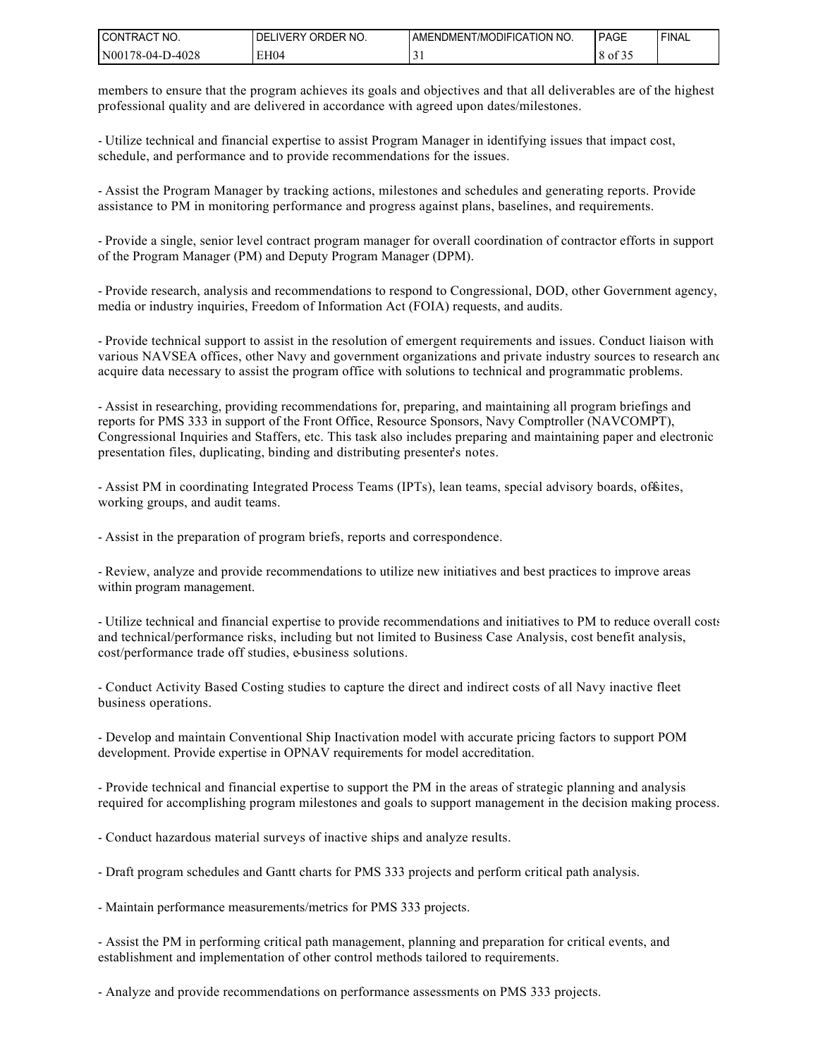members to ensure that the program achieves its goals and objectives and that all deliverables are of the highest professional quality and are delivered in accordance with agreed upon dates/milestones.

- Utilize technical and financial expertise to assist Program Manager in identifying issues that impact cost, schedule, and performance and to provide recommendations for the issues.

- Assist the Program Manager by tracking actions, milestones and schedules and generating reports. Provide assistance to PM in monitoring performance and progress against plans, baselines, and requirements.

- Provide a single, senior level contract program manager for overall coordination of contractor efforts in support of the Program Manager (PM) and Deputy Program Manager (DPM).

- Provide research, analysis and recommendations to respond to Congressional, DOD, other Government agency, media or industry inquiries, Freedom of Information Act (FOIA) requests, and audits.

- Provide technical support to assist in the resolution of emergent requirements and issues. Conduct liaison with various NAVSEA offices, other Navy and government organizations and private industry sources to research and acquire data necessary to assist the program office with solutions to technical and programmatic problems.

- Assist in researching, providing recommendations for, preparing, and maintaining all program briefings and reports for PMS 333 in support of the Front Office, Resource Sponsors, Navy Comptroller (NAVCOMPT), Congressional Inquiries and Staffers, etc. This task also includes preparing and maintaining paper and electronic presentation files, duplicating, binding and distributing presenter's notes.

- Assist PM in coordinating Integrated Process Teams (IPTs), lean teams, special advisory boards, offsites, working groups, and audit teams.

- Assist in the preparation of program briefs, reports and correspondence.

- Review, analyze and provide recommendations to utilize new initiatives and best practices to improve areas within program management.

- Utilize technical and financial expertise to provide recommendations and initiatives to PM to reduce overall costs and technical/performance risks, including but not limited to Business Case Analysis, cost benefit analysis, cost/performance trade off studies, e-business solutions.

- Conduct Activity Based Costing studies to capture the direct and indirect costs of all Navy inactive fleet business operations.

- Develop and maintain Conventional Ship Inactivation model with accurate pricing factors to support POM development. Provide expertise in OPNAV requirements for model accreditation.

- Provide technical and financial expertise to support the PM in the areas of strategic planning and analysis required for accomplishing program milestones and goals to support management in the decision making process.

- Conduct hazardous material surveys of inactive ships and analyze results.

- Draft program schedules and Gantt charts for PMS 333 projects and perform critical path analysis.

- Maintain performance measurements/metrics for PMS 333 projects.

- Assist the PM in performing critical path management, planning and preparation for critical events, and establishment and implementation of other control methods tailored to requirements.

- Analyze and provide recommendations on performance assessments on PMS 333 projects.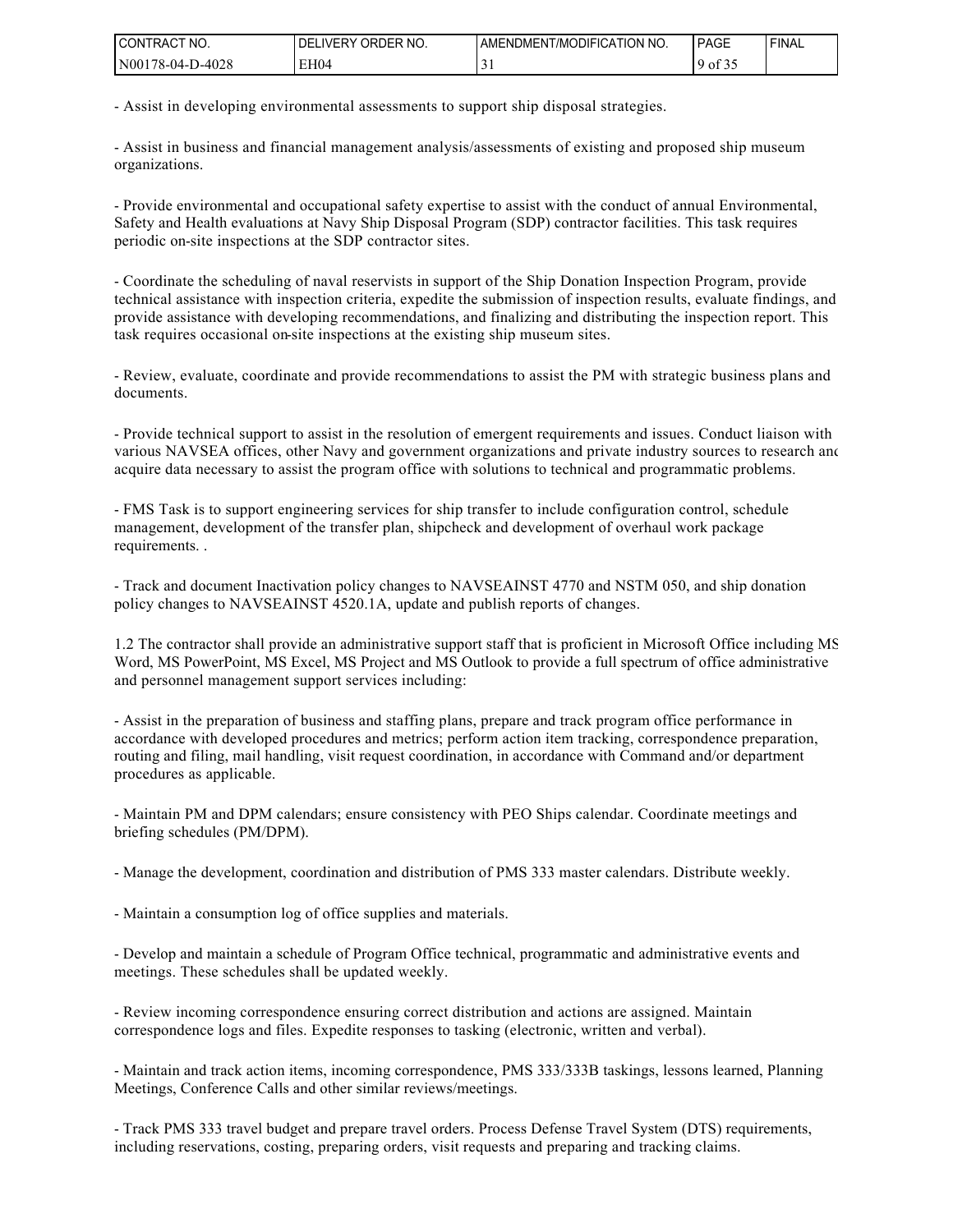- Assist in developing environmental assessments to support ship disposal strategies.

- Assist in business and financial management analysis/assessments of existing and proposed ship museum organizations.

- Provide environmental and occupational safety expertise to assist with the conduct of annual Environmental, Safety and Health evaluations at Navy Ship Disposal Program (SDP) contractor facilities. This task requires periodic on-site inspections at the SDP contractor sites.

- Coordinate the scheduling of naval reservists in support of the Ship Donation Inspection Program, provide technical assistance with inspection criteria, expedite the submission of inspection results, evaluate findings, and provide assistance with developing recommendations, and finalizing and distributing the inspection report. This task requires occasional on-site inspections at the existing ship museum sites.

- Review, evaluate, coordinate and provide recommendations to assist the PM with strategic business plans and documents.

- Provide technical support to assist in the resolution of emergent requirements and issues. Conduct liaison with various NAVSEA offices, other Navy and government organizations and private industry sources to research and acquire data necessary to assist the program office with solutions to technical and programmatic problems.

- FMS Task is to support engineering services for ship transfer to include configuration control, schedule management, development of the transfer plan, shipcheck and development of overhaul work package requirements. .

- Track and document Inactivation policy changes to NAVSEAINST 4770 and NSTM 050, and ship donation policy changes to NAVSEAINST 4520.1A, update and publish reports of changes.

1.2 The contractor shall provide an administrative support staff that is proficient in Microsoft Office including MS Word, MS PowerPoint, MS Excel, MS Project and MS Outlook to provide a full spectrum of office administrative and personnel management support services including:

- Assist in the preparation of business and staffing plans, prepare and track program office performance in accordance with developed procedures and metrics; perform action item tracking, correspondence preparation, routing and filing, mail handling, visit request coordination, in accordance with Command and/or department procedures as applicable.

- Maintain PM and DPM calendars; ensure consistency with PEO Ships calendar. Coordinate meetings and briefing schedules (PM/DPM).

- Manage the development, coordination and distribution of PMS 333 master calendars. Distribute weekly.

- Maintain a consumption log of office supplies and materials.

- Develop and maintain a schedule of Program Office technical, programmatic and administrative events and meetings. These schedules shall be updated weekly.

- Review incoming correspondence ensuring correct distribution and actions are assigned. Maintain correspondence logs and files. Expedite responses to tasking (electronic, written and verbal).

- Maintain and track action items, incoming correspondence, PMS 333/333B taskings, lessons learned, Planning Meetings, Conference Calls and other similar reviews/meetings.

- Track PMS 333 travel budget and prepare travel orders. Process Defense Travel System (DTS) requirements, including reservations, costing, preparing orders, visit requests and preparing and tracking claims.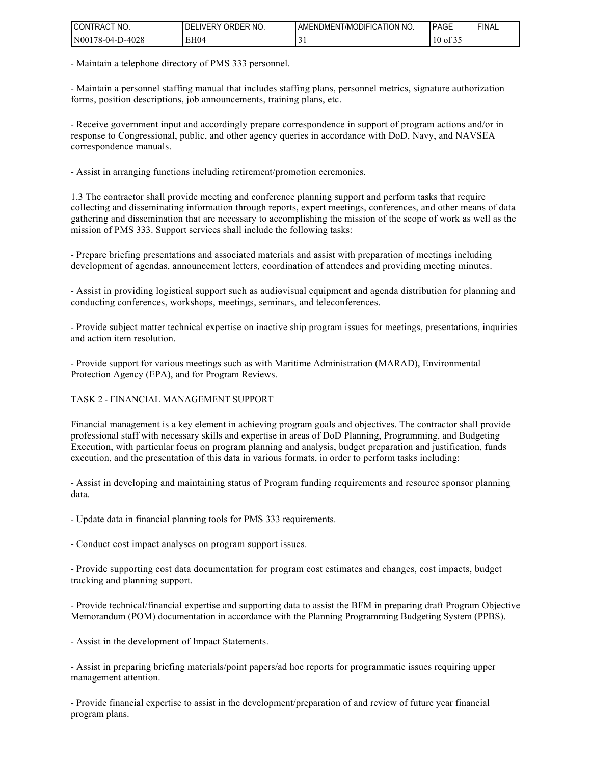- Maintain a telephone directory of PMS 333 personnel.

- Maintain a personnel staffing manual that includes staffing plans, personnel metrics, signature authorization forms, position descriptions, job announcements, training plans, etc.

- Receive government input and accordingly prepare correspondence in support of program actions and/or in response to Congressional, public, and other agency queries in accordance with DoD, Navy, and NAVSEA correspondence manuals.

- Assist in arranging functions including retirement/promotion ceremonies.

1.3 The contractor shall provide meeting and conference planning support and perform tasks that require collecting and disseminating information through reports, expert meetings, conferences, and other means of data gathering and dissemination that are necessary to accomplishing the mission of the scope of work as well as the mission of PMS 333. Support services shall include the following tasks:

- Prepare briefing presentations and associated materials and assist with preparation of meetings including development of agendas, announcement letters, coordination of attendees and providing meeting minutes.

- Assist in providing logistical support such as audiovisual equipment and agenda distribution for planning and conducting conferences, workshops, meetings, seminars, and teleconferences.

- Provide subject matter technical expertise on inactive ship program issues for meetings, presentations, inquiries and action item resolution.

- Provide support for various meetings such as with Maritime Administration (MARAD), Environmental Protection Agency (EPA), and for Program Reviews.

TASK 2 - FINANCIAL MANAGEMENT SUPPORT

Financial management is a key element in achieving program goals and objectives. The contractor shall provide professional staff with necessary skills and expertise in areas of DoD Planning, Programming, and Budgeting Execution, with particular focus on program planning and analysis, budget preparation and justification, funds execution, and the presentation of this data in various formats, in order to perform tasks including:

- Assist in developing and maintaining status of Program funding requirements and resource sponsor planning data.

- Update data in financial planning tools for PMS 333 requirements.

- Conduct cost impact analyses on program support issues.

- Provide supporting cost data documentation for program cost estimates and changes, cost impacts, budget tracking and planning support.

- Provide technical/financial expertise and supporting data to assist the BFM in preparing draft Program Objective Memorandum (POM) documentation in accordance with the Planning Programming Budgeting System (PPBS).

- Assist in the development of Impact Statements.

- Assist in preparing briefing materials/point papers/ad hoc reports for programmatic issues requiring upper management attention.

- Provide financial expertise to assist in the development/preparation of and review of future year financial program plans.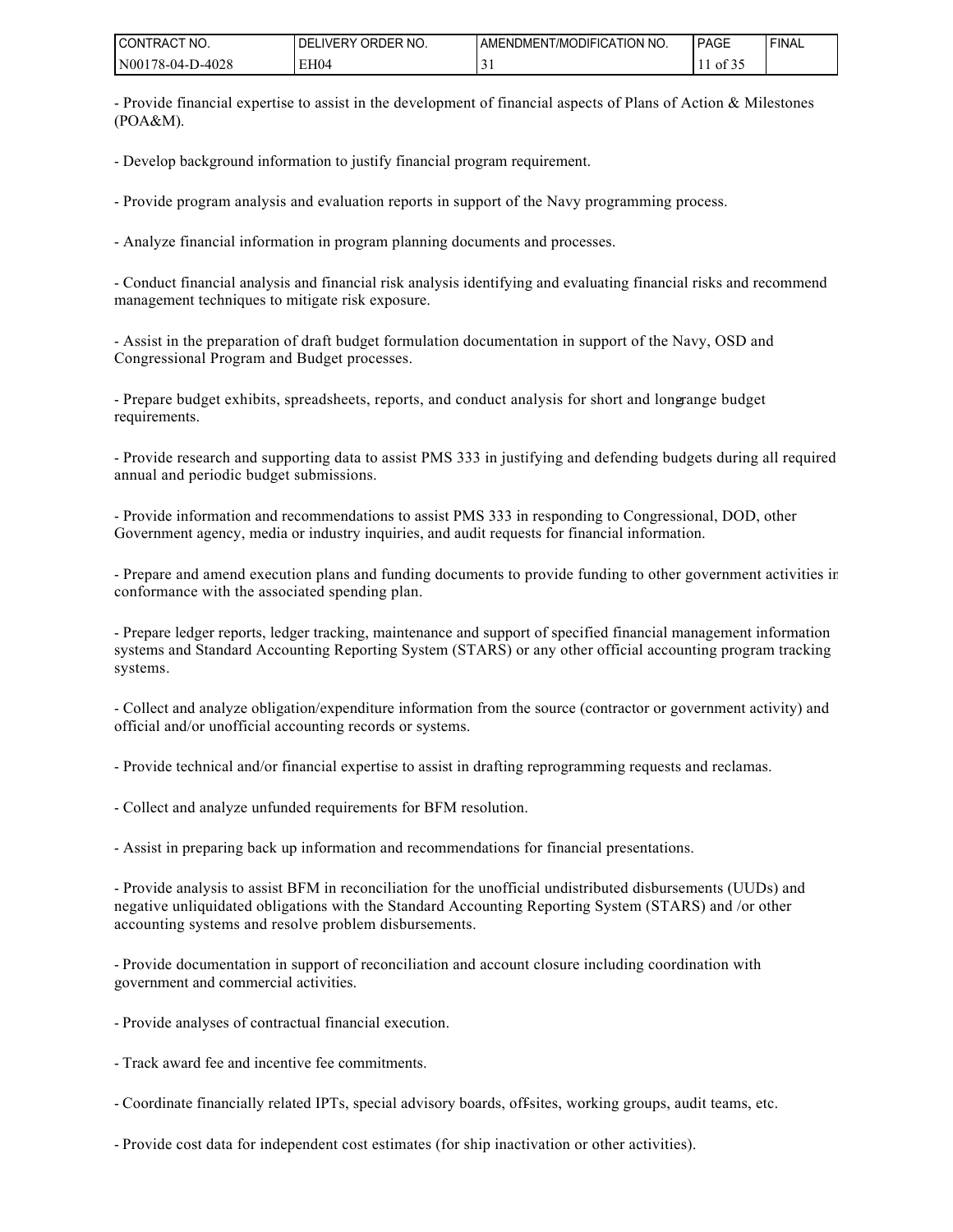- Provide financial expertise to assist in the development of financial aspects of Plans of Action & Milestones (POA&M).

- Develop background information to justify financial program requirement.

- Provide program analysis and evaluation reports in support of the Navy programming process.

- Analyze financial information in program planning documents and processes.

- Conduct financial analysis and financial risk analysis identifying and evaluating financial risks and recommend management techniques to mitigate risk exposure.

- Assist in the preparation of draft budget formulation documentation in support of the Navy, OSD and Congressional Program and Budget processes.

- Prepare budget exhibits, spreadsheets, reports, and conduct analysis for short and long-range budget requirements.

- Provide research and supporting data to assist PMS 333 in justifying and defending budgets during all required annual and periodic budget submissions.

- Provide information and recommendations to assist PMS 333 in responding to Congressional, DOD, other Government agency, media or industry inquiries, and audit requests for financial information.

- Prepare and amend execution plans and funding documents to provide funding to other government activities in conformance with the associated spending plan.

- Prepare ledger reports, ledger tracking, maintenance and support of specified financial management information systems and Standard Accounting Reporting System (STARS) or any other official accounting program tracking systems.

- Collect and analyze obligation/expenditure information from the source (contractor or government activity) and official and/or unofficial accounting records or systems.

- Provide technical and/or financial expertise to assist in drafting reprogramming requests and reclamas.

- Collect and analyze unfunded requirements for BFM resolution.

- Assist in preparing back up information and recommendations for financial presentations.

- Provide analysis to assist BFM in reconciliation for the unofficial undistributed disbursements (UUDs) and negative unliquidated obligations with the Standard Accounting Reporting System (STARS) and /or other accounting systems and resolve problem disbursements.

- Provide documentation in support of reconciliation and account closure including coordination with government and commercial activities.

- Provide analyses of contractual financial execution.

- Track award fee and incentive fee commitments.

- Coordinate financially related IPTs, special advisory boards, off-sites, working groups, audit teams, etc.

- Provide cost data for independent cost estimates (for ship inactivation or other activities).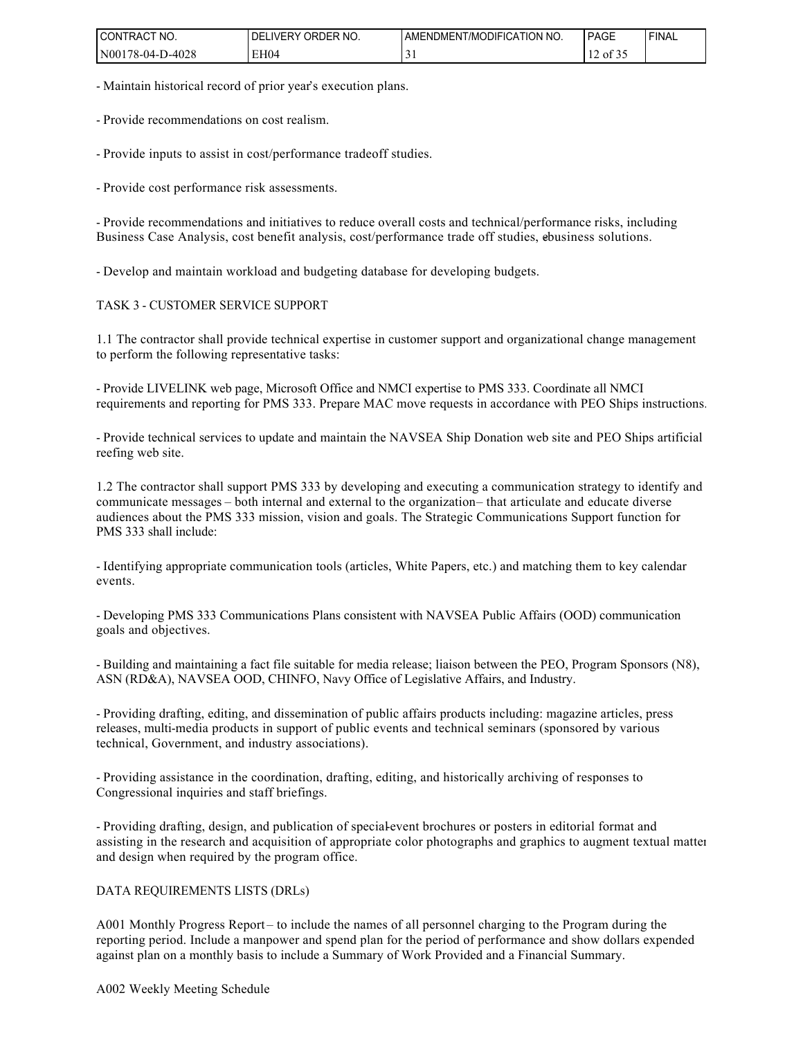- Maintain historical record of prior year's execution plans.

- Provide recommendations on cost realism.

- Provide inputs to assist in cost/performance tradeoff studies.

- Provide cost performance risk assessments.

- Provide recommendations and initiatives to reduce overall costs and technical/performance risks, including Business Case Analysis, cost benefit analysis, cost/performance trade off studies, e-business solutions.

- Develop and maintain workload and budgeting database for developing budgets.

TASK 3 - CUSTOMER SERVICE SUPPORT

1.1 The contractor shall provide technical expertise in customer support and organizational change management to perform the following representative tasks:

- Provide LIVELINK web page, Microsoft Office and NMCI expertise to PMS 333. Coordinate all NMCI requirements and reporting for PMS 333. Prepare MAC move requests in accordance with PEO Ships instructions.

- Provide technical services to update and maintain the NAVSEA Ship Donation web site and PEO Ships artificial reefing web site.

1.2 The contractor shall support PMS 333 by developing and executing a communication strategy to identify and communicate messages – both internal and external to the organization– that articulate and educate diverse audiences about the PMS 333 mission, vision and goals. The Strategic Communications Support function for PMS 333 shall include:

- Identifying appropriate communication tools (articles, White Papers, etc.) and matching them to key calendar events.

- Developing PMS 333 Communications Plans consistent with NAVSEA Public Affairs (OOD) communication goals and objectives.

- Building and maintaining a fact file suitable for media release; liaison between the PEO, Program Sponsors (N8), ASN (RD&A), NAVSEA OOD, CHINFO, Navy Office of Legislative Affairs, and Industry.

- Providing drafting, editing, and dissemination of public affairs products including: magazine articles, press releases, multi-media products in support of public events and technical seminars (sponsored by various technical, Government, and industry associations).

- Providing assistance in the coordination, drafting, editing, and historically archiving of responses to Congressional inquiries and staff briefings.

- Providing drafting, design, and publication of special-event brochures or posters in editorial format and assisting in the research and acquisition of appropriate color photographs and graphics to augment textual matter and design when required by the program office.

DATA REQUIREMENTS LISTS (DRLs)

A001 Monthly Progress Report – to include the names of all personnel charging to the Program during the reporting period. Include a manpower and spend plan for the period of performance and show dollars expended against plan on a monthly basis to include a Summary of Work Provided and a Financial Summary.

A002 Weekly Meeting Schedule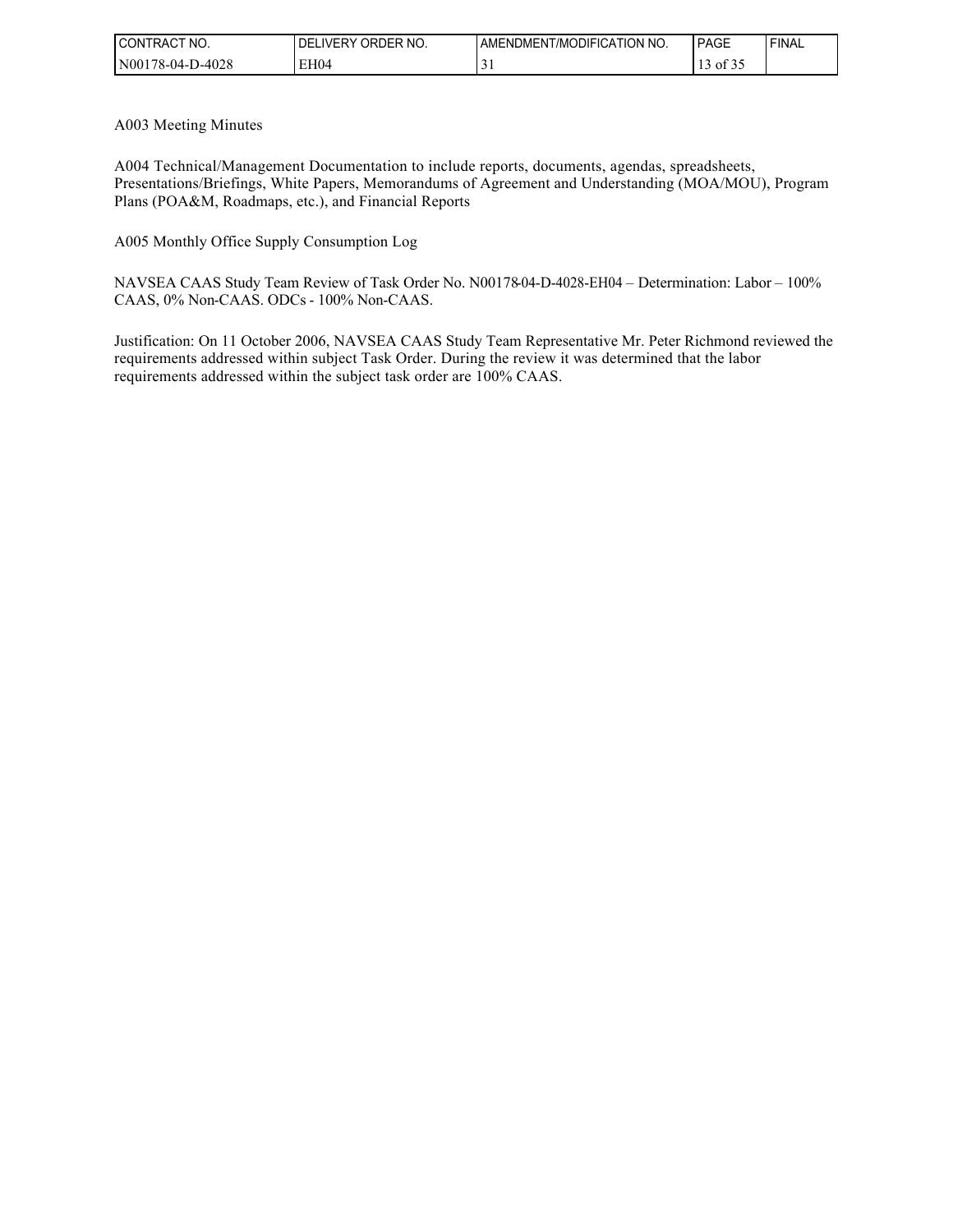A003 Meeting Minutes

A004 Technical/Management Documentation to include reports, documents, agendas, spreadsheets, Presentations/Briefings, White Papers, Memorandums of Agreement and Understanding (MOA/MOU), Program Plans (POA&M, Roadmaps, etc.), and Financial Reports

A005 Monthly Office Supply Consumption Log

NAVSEA CAAS Study Team Review of Task Order No. N00178-04-D-4028-EH04 – Determination: Labor – 100% CAAS, 0% Non-CAAS. ODCs - 100% Non-CAAS.

Justification: On 11 October 2006, NAVSEA CAAS Study Team Representative Mr. Peter Richmond reviewed the requirements addressed within subject Task Order. During the review it was determined that the labor requirements addressed within the subject task order are 100% CAAS.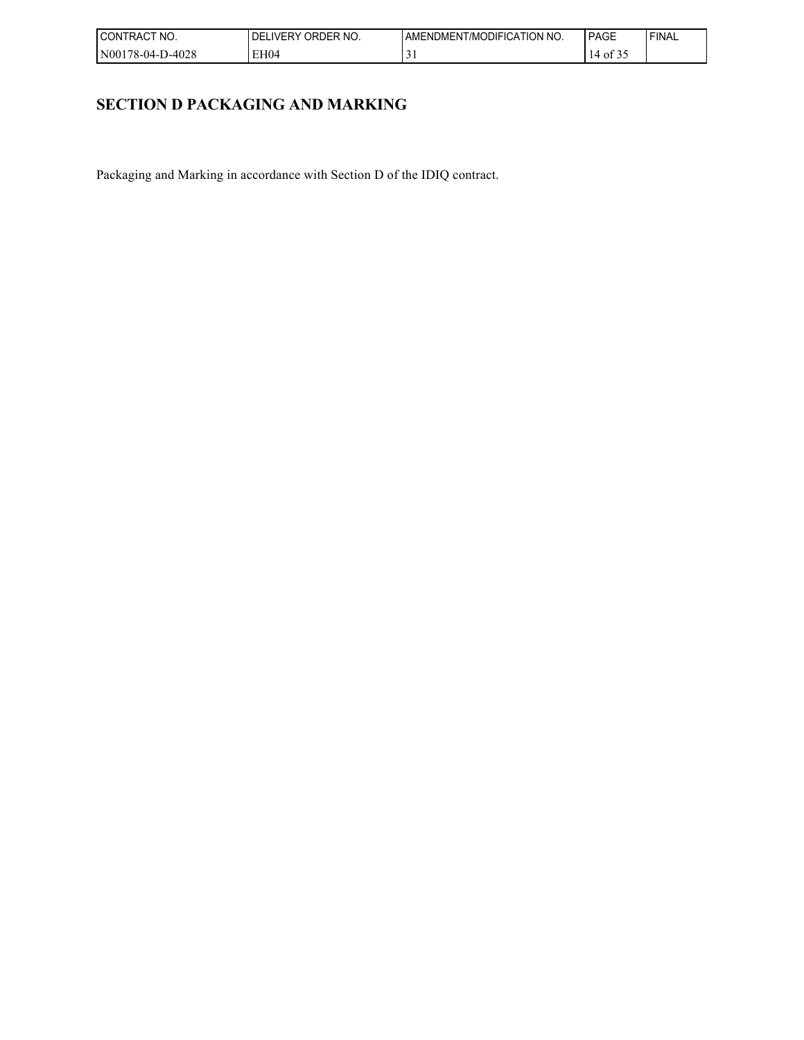## SECTION D PACKAGING AND MARKING

Packaging and Marking in accordance with Section D of the IDIQ contract.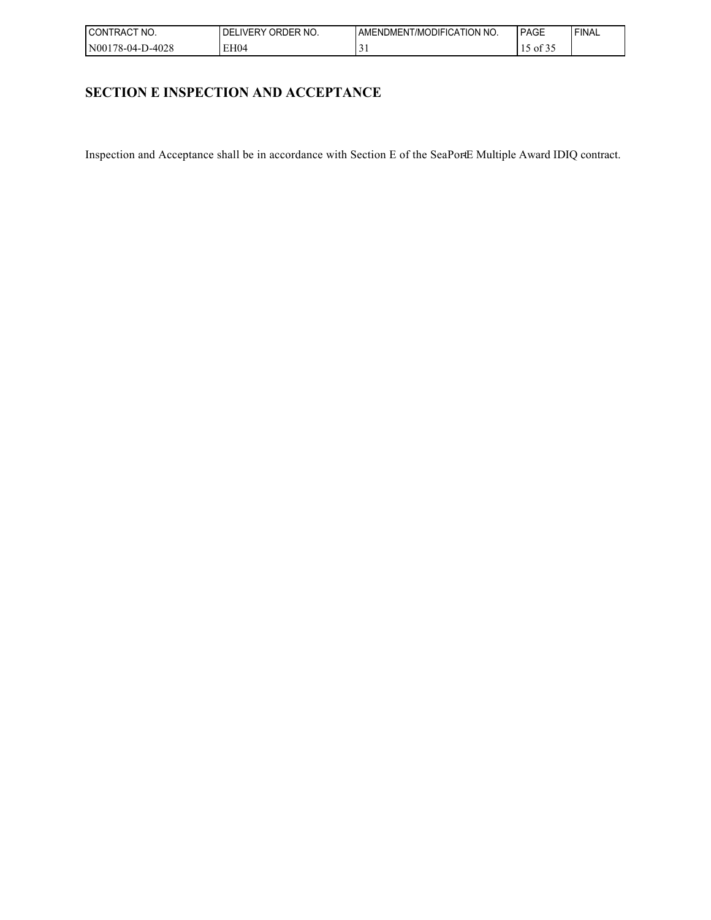# SECTION E INSPECTION AND ACCEPTANCE

Inspection and Acceptance shall be in accordance with Section E of the SeaPort-E Multiple Award IDIQ contract.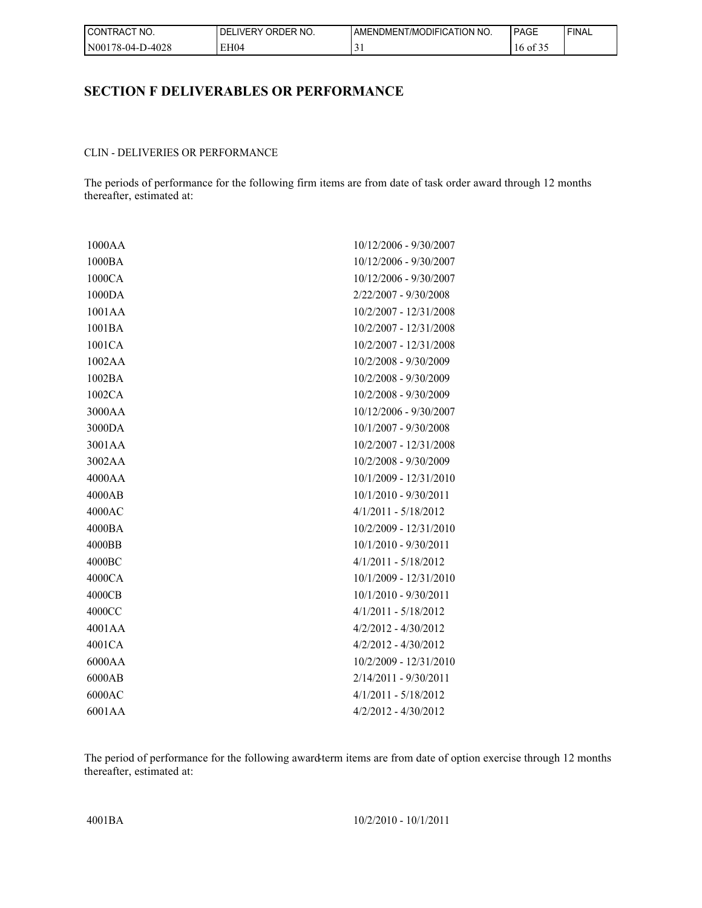## SECTION F DELIVERABLES OR PERFORMANCE

CLIN - DELIVERIES OR PERFORMANCE

The periods of performance for the following firm items are from date of task order award through 12 months thereafter, estimated at:

| | |
|---|---|
| 1000AA | 10/12/2006 - 9/30/2007 |
| 1000BA | 10/12/2006 - 9/30/2007 |
| 1000CA | 10/12/2006 - 9/30/2007 |
| 1000DA | 2/22/2007 - 9/30/2008 |
| 1001AA | 10/2/2007 - 12/31/2008 |
| 1001BA | 10/2/2007 - 12/31/2008 |
| 1001CA | 10/2/2007 - 12/31/2008 |
| 1002AA | 10/2/2008 - 9/30/2009 |
| 1002BA | 10/2/2008 - 9/30/2009 |
| 1002CA | 10/2/2008 - 9/30/2009 |
| 3000AA | 10/12/2006 - 9/30/2007 |
| 3000DA | 10/1/2007 - 9/30/2008 |
| 3001AA | 10/2/2007 - 12/31/2008 |
| 3002AA | 10/2/2008 - 9/30/2009 |
| 4000AA | 10/1/2009 - 12/31/2010 |
| 4000AB | 10/1/2010 - 9/30/2011 |
| 4000AC | 4/1/2011 - 5/18/2012 |
| 4000BA | 10/2/2009 - 12/31/2010 |
| 4000BB | 10/1/2010 - 9/30/2011 |
| 4000BC | 4/1/2011 - 5/18/2012 |
| 4000CA | 10/1/2009 - 12/31/2010 |
| 4000CB | 10/1/2010 - 9/30/2011 |
| 4000CC | 4/1/2011 - 5/18/2012 |
| 4001AA | 4/2/2012 - 4/30/2012 |
| 4001CA | 4/2/2012 - 4/30/2012 |
| 6000AA | 10/2/2009 - 12/31/2010 |
| 6000AB | 2/14/2011 - 9/30/2011 |
| 6000AC | 4/1/2011 - 5/18/2012 |
| 6001AA | 4/2/2012 - 4/30/2012 |

The period of performance for the following award-term items are from date of option exercise through 12 months thereafter, estimated at:

| | |
|---|---|
| 4001BA | 10/2/2010 - 10/1/2011 |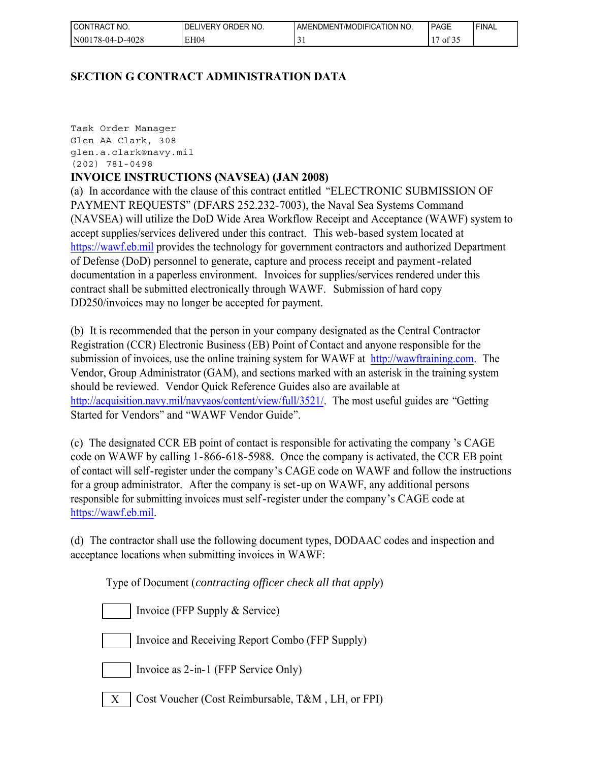## SECTION G CONTRACT ADMINISTRATION DATA

```
Task Order Manager
Glen AA Clark, 308
glen.a.clark@navy.mil
(202) 781-0498
```

**INVOICE INSTRUCTIONS (NAVSEA) (JAN 2008)**

(a) In accordance with the clause of this contract entitled "ELECTRONIC SUBMISSION OF PAYMENT REQUESTS" (DFARS 252.232-7003), the Naval Sea Systems Command (NAVSEA) will utilize the DoD Wide Area Workflow Receipt and Acceptance (WAWF) system to accept supplies/services delivered under this contract. This web-based system located at https://wawf.eb.mil provides the technology for government contractors and authorized Department of Defense (DoD) personnel to generate, capture and process receipt and payment-related documentation in a paperless environment. Invoices for supplies/services rendered under this contract shall be submitted electronically through WAWF. Submission of hard copy DD250/invoices may no longer be accepted for payment.

(b) It is recommended that the person in your company designated as the Central Contractor Registration (CCR) Electronic Business (EB) Point of Contact and anyone responsible for the submission of invoices, use the online training system for WAWF at http://wawftraining.com. The Vendor, Group Administrator (GAM), and sections marked with an asterisk in the training system should be reviewed. Vendor Quick Reference Guides also are available at http://acquisition.navy.mil/navyaos/content/view/full/3521/. The most useful guides are "Getting Started for Vendors" and "WAWF Vendor Guide".

(c) The designated CCR EB point of contact is responsible for activating the company's CAGE code on WAWF by calling 1-866-618-5988. Once the company is activated, the CCR EB point of contact will self-register under the company's CAGE code on WAWF and follow the instructions for a group administrator. After the company is set-up on WAWF, any additional persons responsible for submitting invoices must self-register under the company's CAGE code at https://wawf.eb.mil.

(d) The contractor shall use the following document types, DODAAC codes and inspection and acceptance locations when submitting invoices in WAWF:

Type of Document (*contracting officer check all that apply*)

[ ] Invoice (FFP Supply & Service)

[ ] Invoice and Receiving Report Combo (FFP Supply)

[ ] Invoice as 2-in-1 (FFP Service Only)

[X] Cost Voucher (Cost Reimbursable, T&M , LH, or FPI)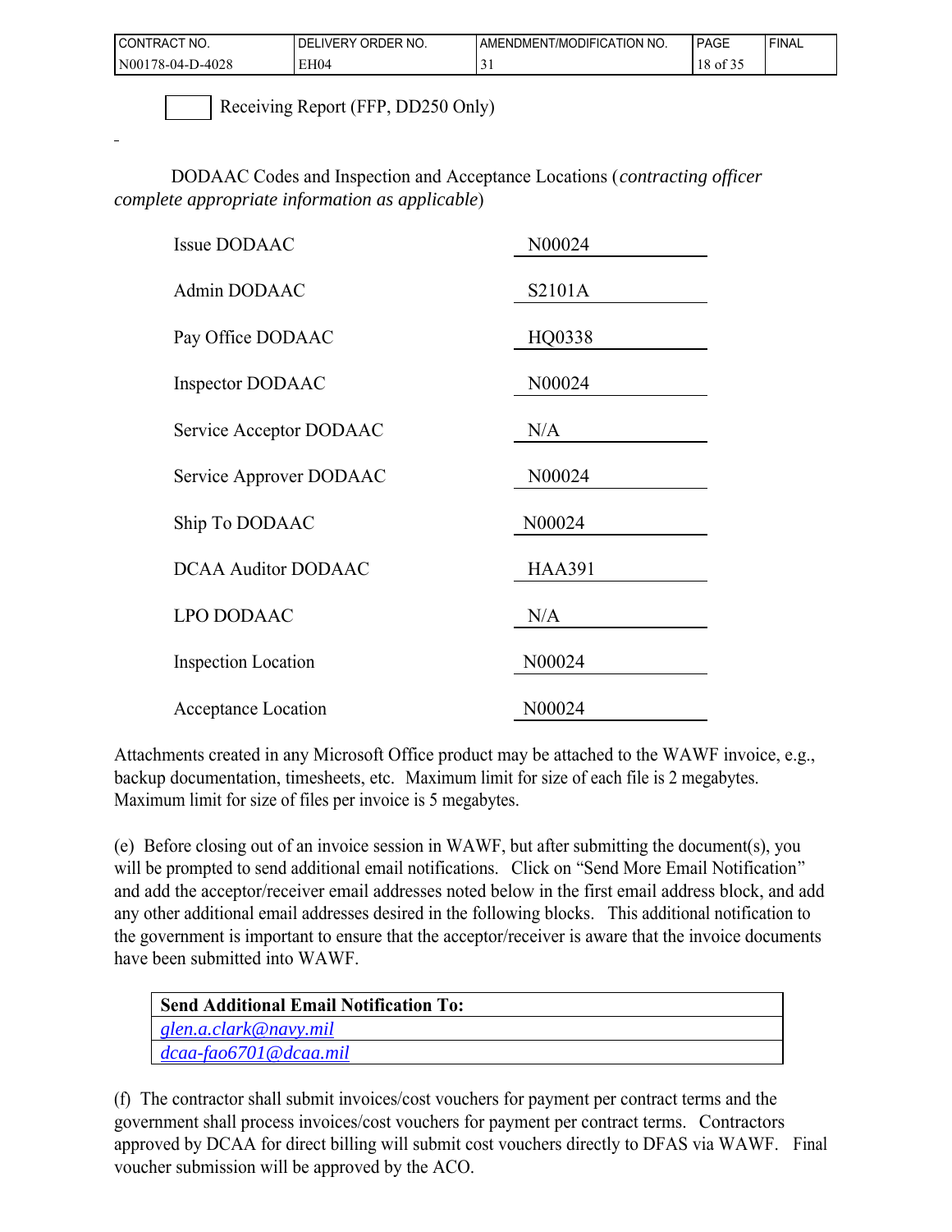☐ Receiving Report (FFP, DD250 Only)

DODAAC Codes and Inspection and Acceptance Locations (*contracting officer complete appropriate information as applicable*)

| | |
|---|---|
| Issue DODAAC | N00024 |
| Admin DODAAC | S2101A |
| Pay Office DODAAC | HQ0338 |
| Inspector DODAAC | N00024 |
| Service Acceptor DODAAC | N/A |
| Service Approver DODAAC | N00024 |
| Ship To DODAAC | N00024 |
| DCAA Auditor DODAAC | HAA391 |
| LPO DODAAC | N/A |
| Inspection Location | N00024 |
| Acceptance Location | N00024 |

Attachments created in any Microsoft Office product may be attached to the WAWF invoice, e.g., backup documentation, timesheets, etc. Maximum limit for size of each file is 2 megabytes. Maximum limit for size of files per invoice is 5 megabytes.

(e) Before closing out of an invoice session in WAWF, but after submitting the document(s), you will be prompted to send additional email notifications. Click on "Send More Email Notification" and add the acceptor/receiver email addresses noted below in the first email address block, and add any other additional email addresses desired in the following blocks. This additional notification to the government is important to ensure that the acceptor/receiver is aware that the invoice documents have been submitted into WAWF.

| **Send Additional Email Notification To:** |
|---|
| *glen.a.clark@navy.mil* |
| *dcaa-fao6701@dcaa.mil* |

(f) The contractor shall submit invoices/cost vouchers for payment per contract terms and the government shall process invoices/cost vouchers for payment per contract terms. Contractors approved by DCAA for direct billing will submit cost vouchers directly to DFAS via WAWF. Final voucher submission will be approved by the ACO.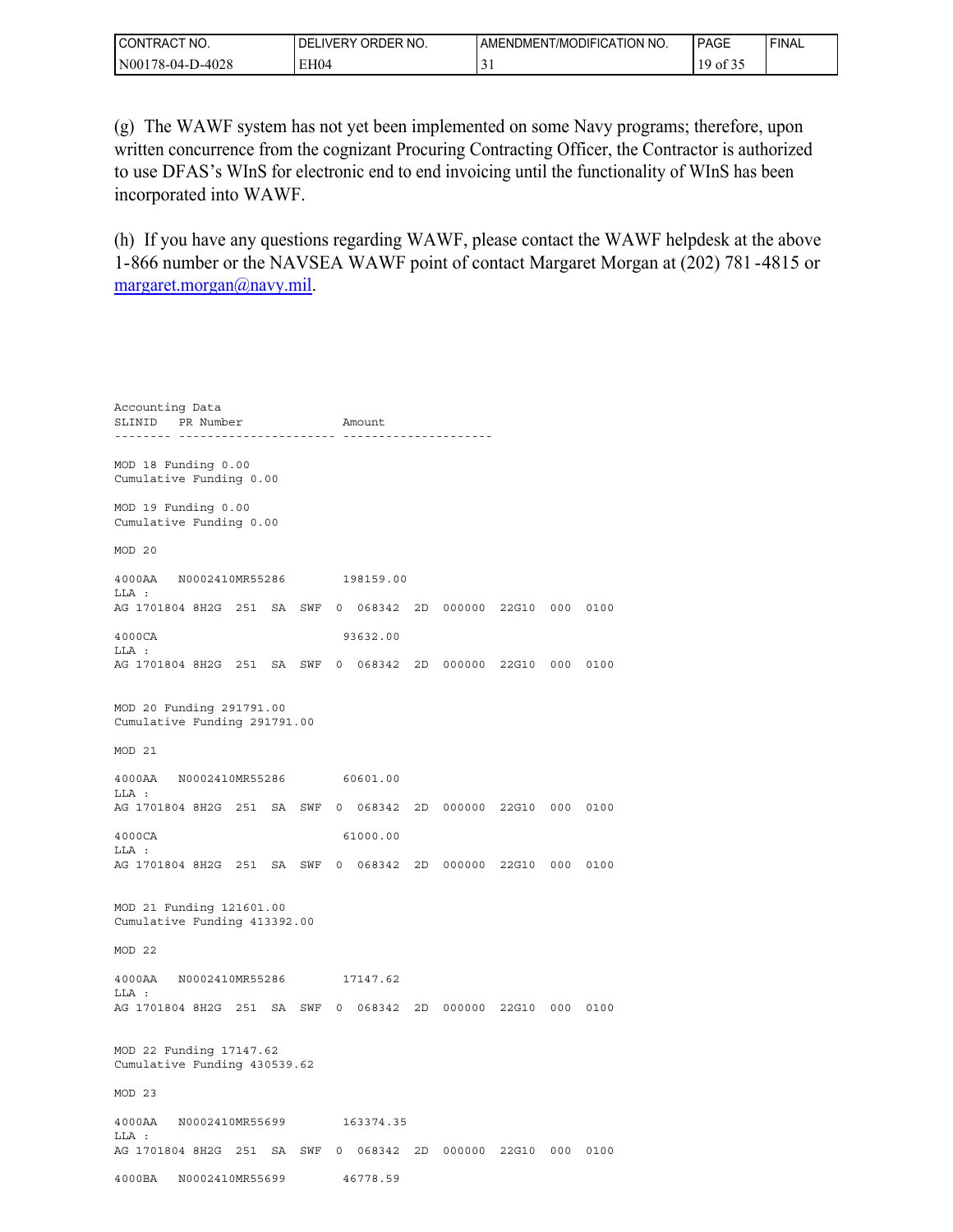(g) The WAWF system has not yet been implemented on some Navy programs; therefore, upon written concurrence from the cognizant Procuring Contracting Officer, the Contractor is authorized to use DFAS's WInS for electronic end to end invoicing until the functionality of WInS has been incorporated into WAWF.

(h) If you have any questions regarding WAWF, please contact the WAWF helpdesk at the above 1-866 number or the NAVSEA WAWF point of contact Margaret Morgan at (202) 781-4815 or margaret.morgan@navy.mil.

```
Accounting Data
SLINID   PR Number              Amount
-------- ---------------------- ---------------------

MOD 18 Funding 0.00
Cumulative Funding 0.00

MOD 19 Funding 0.00
Cumulative Funding 0.00

MOD 20

4000AA   N0002410MR55286        198159.00
LLA :
AG 1701804 8H2G  251  SA  SWF  0  068342  2D  000000  22G10  000  0100

4000CA                          93632.00
LLA :
AG 1701804 8H2G  251  SA  SWF  0  068342  2D  000000  22G10  000  0100


MOD 20 Funding 291791.00
Cumulative Funding 291791.00

MOD 21

4000AA   N0002410MR55286        60601.00
LLA :
AG 1701804 8H2G  251  SA  SWF  0  068342  2D  000000  22G10  000  0100

4000CA                          61000.00
LLA :
AG 1701804 8H2G  251  SA  SWF  0  068342  2D  000000  22G10  000  0100


MOD 21 Funding 121601.00
Cumulative Funding 413392.00

MOD 22

4000AA   N0002410MR55286        17147.62
LLA :
AG 1701804 8H2G  251  SA  SWF  0  068342  2D  000000  22G10  000  0100


MOD 22 Funding 17147.62
Cumulative Funding 430539.62

MOD 23

4000AA   N0002410MR55699        163374.35
LLA :
AG 1701804 8H2G  251  SA  SWF  0  068342  2D  000000  22G10  000  0100

4000BA   N0002410MR55699        46778.59
```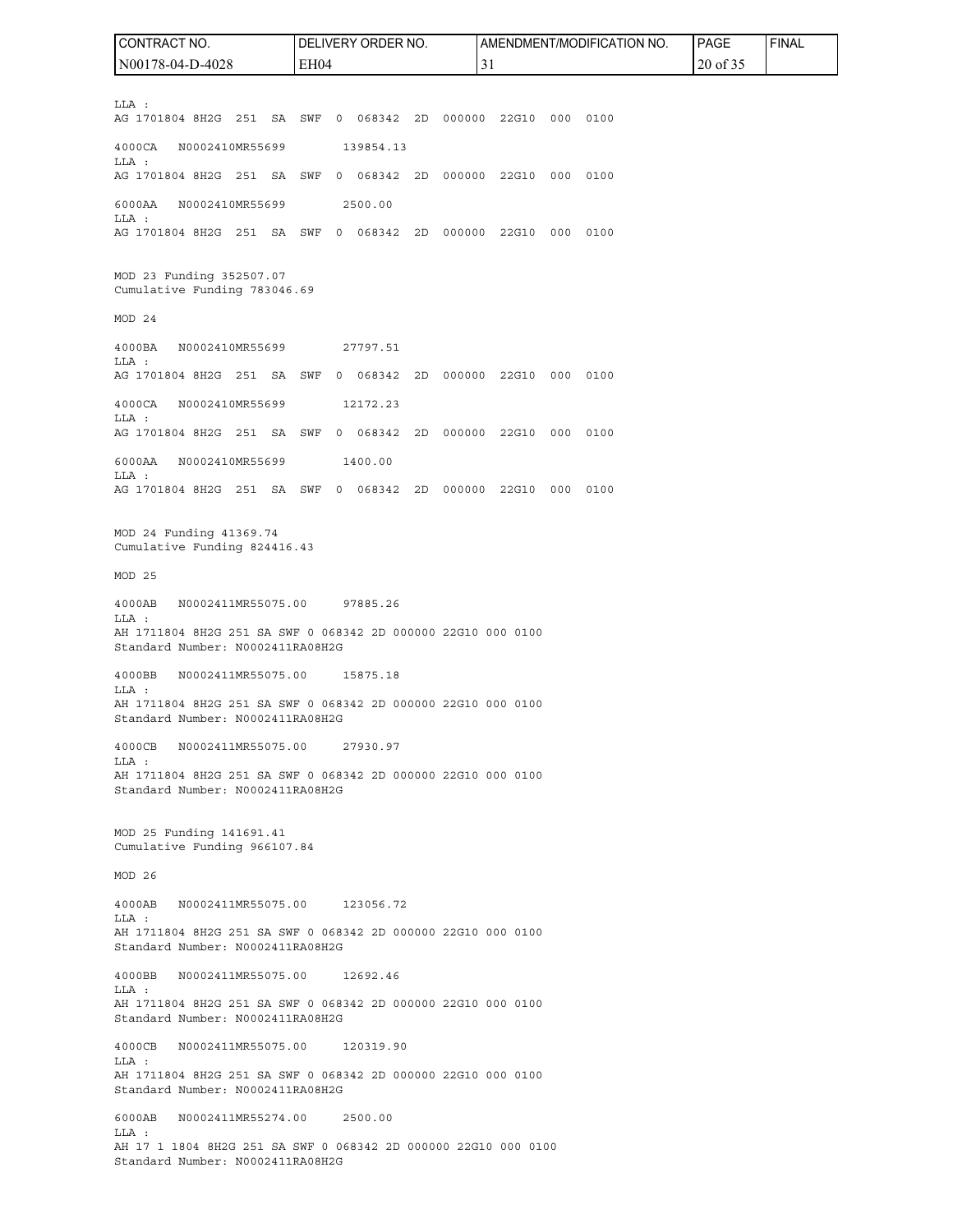LLA :
AG 1701804 8H2G 251 SA SWF 0 068342 2D 000000 22G10 000 0100

4000CA N0002410MR55699 139854.13
LLA :
AG 1701804 8H2G 251 SA SWF 0 068342 2D 000000 22G10 000 0100

6000AA N0002410MR55699 2500.00
LLA :
AG 1701804 8H2G 251 SA SWF 0 068342 2D 000000 22G10 000 0100

MOD 23 Funding 352507.07
Cumulative Funding 783046.69

MOD 24

4000BA N0002410MR55699 27797.51
LLA :
AG 1701804 8H2G 251 SA SWF 0 068342 2D 000000 22G10 000 0100

4000CA N0002410MR55699 12172.23
LLA :
AG 1701804 8H2G 251 SA SWF 0 068342 2D 000000 22G10 000 0100

6000AA N0002410MR55699 1400.00
LLA :
AG 1701804 8H2G 251 SA SWF 0 068342 2D 000000 22G10 000 0100

MOD 24 Funding 41369.74
Cumulative Funding 824416.43

MOD 25

4000AB N0002411MR55075.00 97885.26
LLA :
AH 1711804 8H2G 251 SA SWF 0 068342 2D 000000 22G10 000 0100
Standard Number: N0002411RA08H2G

4000BB N0002411MR55075.00 15875.18
LLA :
AH 1711804 8H2G 251 SA SWF 0 068342 2D 000000 22G10 000 0100
Standard Number: N0002411RA08H2G

4000CB N0002411MR55075.00 27930.97
LLA :
AH 1711804 8H2G 251 SA SWF 0 068342 2D 000000 22G10 000 0100
Standard Number: N0002411RA08H2G

MOD 25 Funding 141691.41
Cumulative Funding 966107.84

MOD 26

4000AB N0002411MR55075.00 123056.72
LLA :
AH 1711804 8H2G 251 SA SWF 0 068342 2D 000000 22G10 000 0100
Standard Number: N0002411RA08H2G

4000BB N0002411MR55075.00 12692.46
LLA :
AH 1711804 8H2G 251 SA SWF 0 068342 2D 000000 22G10 000 0100
Standard Number: N0002411RA08H2G

4000CB N0002411MR55075.00 120319.90
LLA :
AH 1711804 8H2G 251 SA SWF 0 068342 2D 000000 22G10 000 0100
Standard Number: N0002411RA08H2G

6000AB N0002411MR55274.00 2500.00
LLA :
AH 17 1 1804 8H2G 251 SA SWF 0 068342 2D 000000 22G10 000 0100
Standard Number: N0002411RA08H2G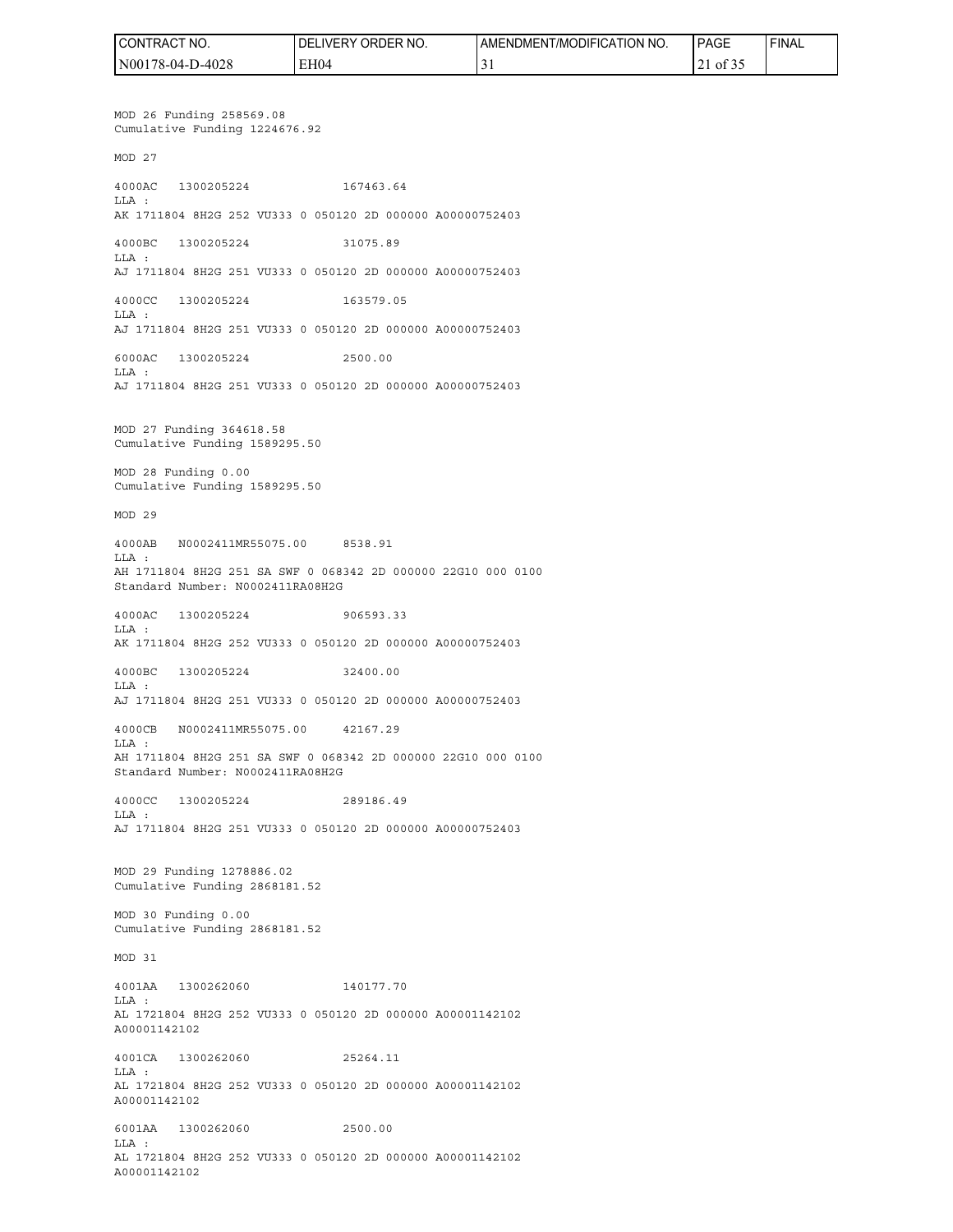MOD 26 Funding 258569.08
Cumulative Funding 1224676.92

MOD 27

4000AC 1300205224 167463.64
LLA :
AK 1711804 8H2G 252 VU333 0 050120 2D 000000 A00000752403

4000BC 1300205224 31075.89
LLA :
AJ 1711804 8H2G 251 VU333 0 050120 2D 000000 A00000752403

4000CC 1300205224 163579.05
LLA :
AJ 1711804 8H2G 251 VU333 0 050120 2D 000000 A00000752403

6000AC 1300205224 2500.00
LLA :
AJ 1711804 8H2G 251 VU333 0 050120 2D 000000 A00000752403

MOD 27 Funding 364618.58
Cumulative Funding 1589295.50

MOD 28 Funding 0.00
Cumulative Funding 1589295.50

MOD 29

4000AB N0002411MR55075.00 8538.91
LLA :
AH 1711804 8H2G 251 SA SWF 0 068342 2D 000000 22G10 000 0100
Standard Number: N0002411RA08H2G

4000AC 1300205224 906593.33
LLA :
AK 1711804 8H2G 252 VU333 0 050120 2D 000000 A00000752403

4000BC 1300205224 32400.00
LLA :
AJ 1711804 8H2G 251 VU333 0 050120 2D 000000 A00000752403

4000CB N0002411MR55075.00 42167.29
LLA :
AH 1711804 8H2G 251 SA SWF 0 068342 2D 000000 22G10 000 0100
Standard Number: N0002411RA08H2G

4000CC 1300205224 289186.49
LLA :
AJ 1711804 8H2G 251 VU333 0 050120 2D 000000 A00000752403

MOD 29 Funding 1278886.02
Cumulative Funding 2868181.52

MOD 30 Funding 0.00
Cumulative Funding 2868181.52

MOD 31

4001AA 1300262060 140177.70
LLA :
AL 1721804 8H2G 252 VU333 0 050120 2D 000000 A00001142102
A00001142102

4001CA 1300262060 25264.11
LLA :
AL 1721804 8H2G 252 VU333 0 050120 2D 000000 A00001142102
A00001142102

6001AA 1300262060 2500.00
LLA :
AL 1721804 8H2G 252 VU333 0 050120 2D 000000 A00001142102
A00001142102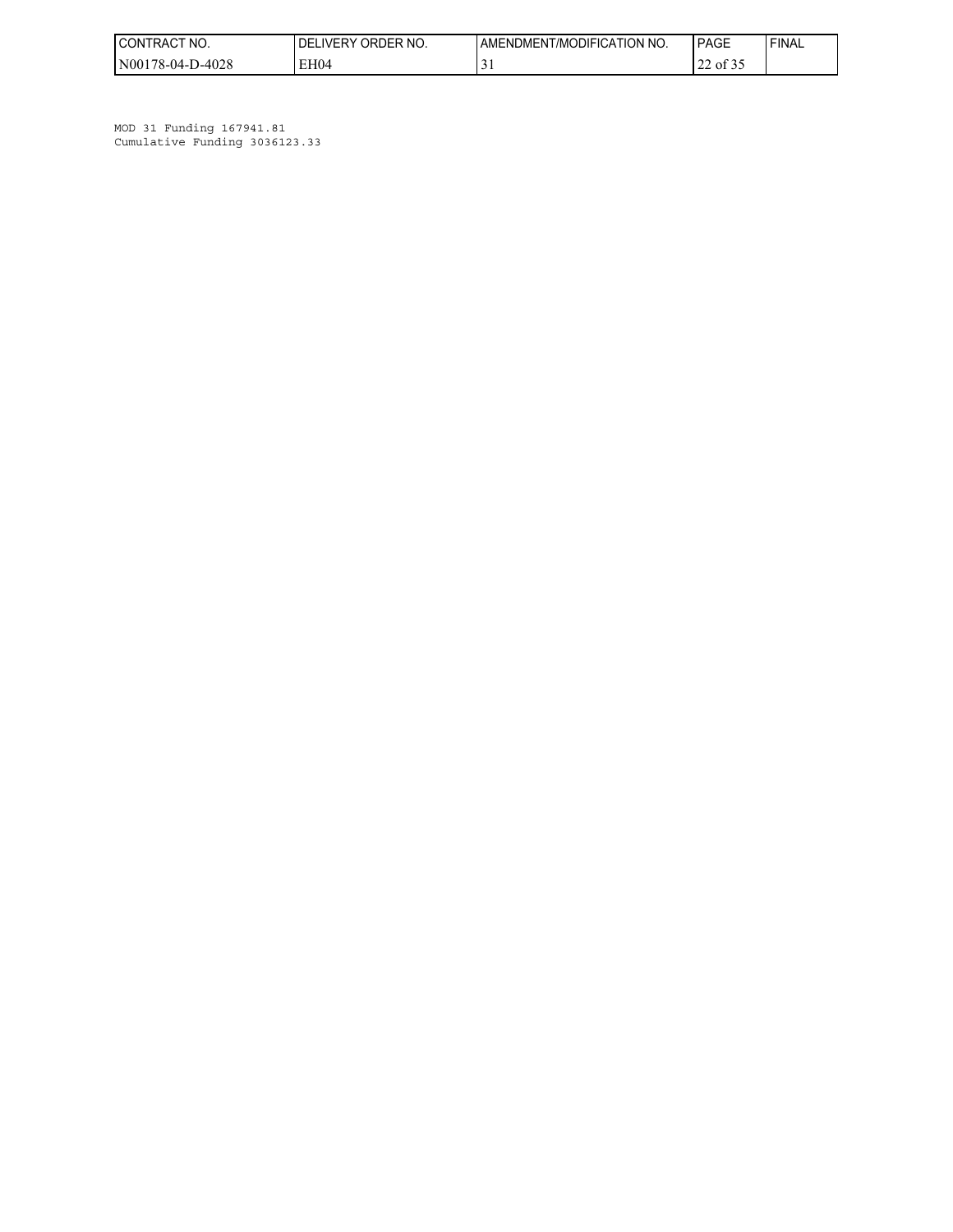MOD 31 Funding 167941.81
Cumulative Funding 3036123.33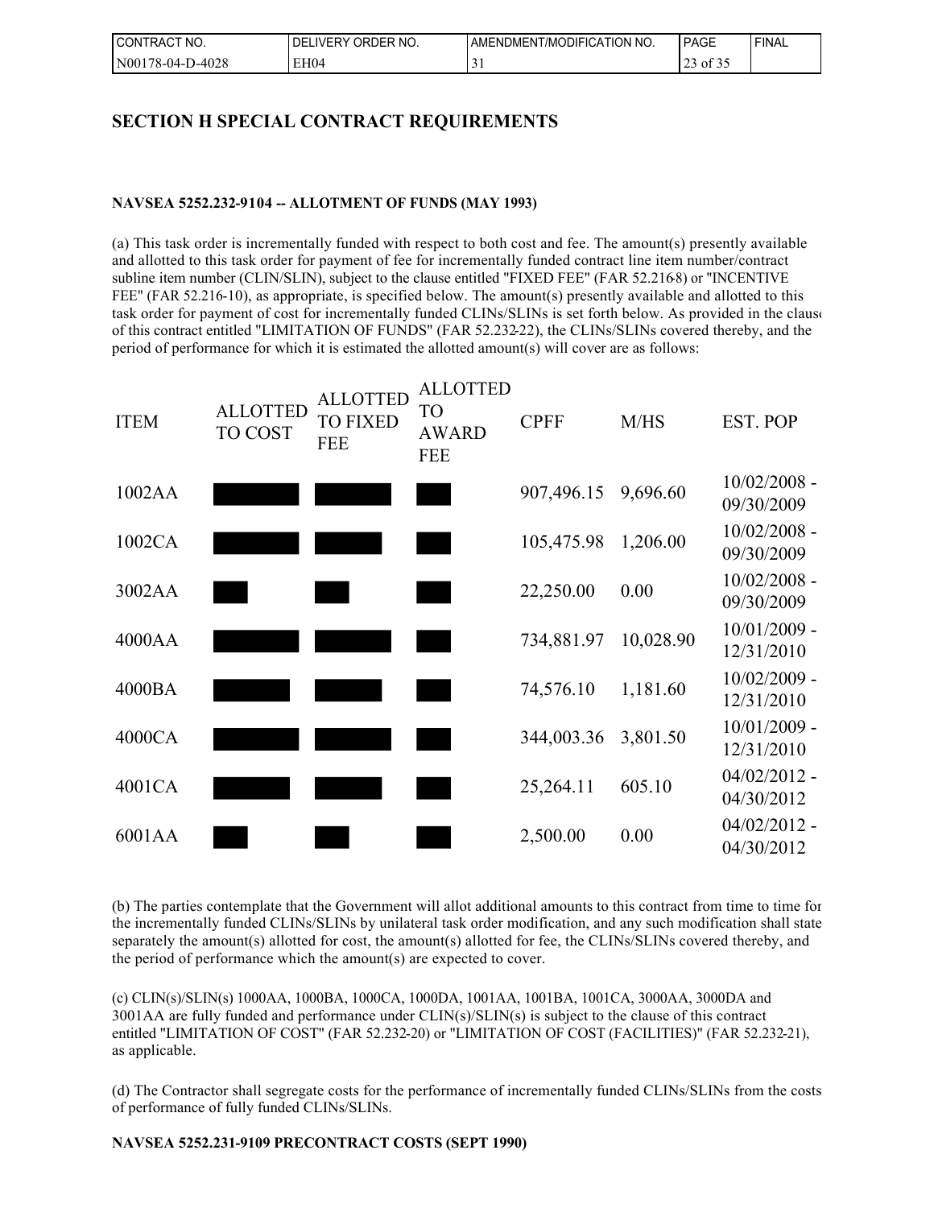## SECTION H SPECIAL CONTRACT REQUIREMENTS

**NAVSEA 5252.232-9104 -- ALLOTMENT OF FUNDS (MAY 1993)**

(a) This task order is incrementally funded with respect to both cost and fee. The amount(s) presently available and allotted to this task order for payment of fee for incrementally funded contract line item number/contract subline item number (CLIN/SLIN), subject to the clause entitled "FIXED FEE" (FAR 52.216-8) or "INCENTIVE FEE" (FAR 52.216-10), as appropriate, is specified below. The amount(s) presently available and allotted to this task order for payment of cost for incrementally funded CLINs/SLINs is set forth below. As provided in the clause of this contract entitled "LIMITATION OF FUNDS" (FAR 52.232-22), the CLINs/SLINs covered thereby, and the period of performance for which it is estimated the allotted amount(s) will cover are as follows:

| ITEM | ALLOTTED TO COST | ALLOTTED TO FIXED FEE | ALLOTTED TO AWARD FEE | CPFF | M/HS | EST. POP |
|---|---|---|---|---|---|---|
| 1002AA | | | | 907,496.15 | 9,696.60 | 10/02/2008 - 09/30/2009 |
| 1002CA | | | | 105,475.98 | 1,206.00 | 10/02/2008 - 09/30/2009 |
| 3002AA | | | | 22,250.00 | 0.00 | 10/02/2008 - 09/30/2009 |
| 4000AA | | | | 734,881.97 | 10,028.90 | 10/01/2009 - 12/31/2010 |
| 4000BA | | | | 74,576.10 | 1,181.60 | 10/02/2009 - 12/31/2010 |
| 4000CA | | | | 344,003.36 | 3,801.50 | 10/01/2009 - 12/31/2010 |
| 4001CA | | | | 25,264.11 | 605.10 | 04/02/2012 - 04/30/2012 |
| 6001AA | | | | 2,500.00 | 0.00 | 04/02/2012 - 04/30/2012 |

(b) The parties contemplate that the Government will allot additional amounts to this contract from time to time for the incrementally funded CLINs/SLINs by unilateral task order modification, and any such modification shall state separately the amount(s) allotted for cost, the amount(s) allotted for fee, the CLINs/SLINs covered thereby, and the period of performance which the amount(s) are expected to cover.

(c) CLIN(s)/SLIN(s) 1000AA, 1000BA, 1000CA, 1000DA, 1001AA, 1001BA, 1001CA, 3000AA, 3000DA and 3001AA are fully funded and performance under CLIN(s)/SLIN(s) is subject to the clause of this contract entitled "LIMITATION OF COST" (FAR 52.232-20) or "LIMITATION OF COST (FACILITIES)" (FAR 52.232-21), as applicable.

(d) The Contractor shall segregate costs for the performance of incrementally funded CLINs/SLINs from the costs of performance of fully funded CLINs/SLINs.

**NAVSEA 5252.231-9109 PRECONTRACT COSTS (SEPT 1990)**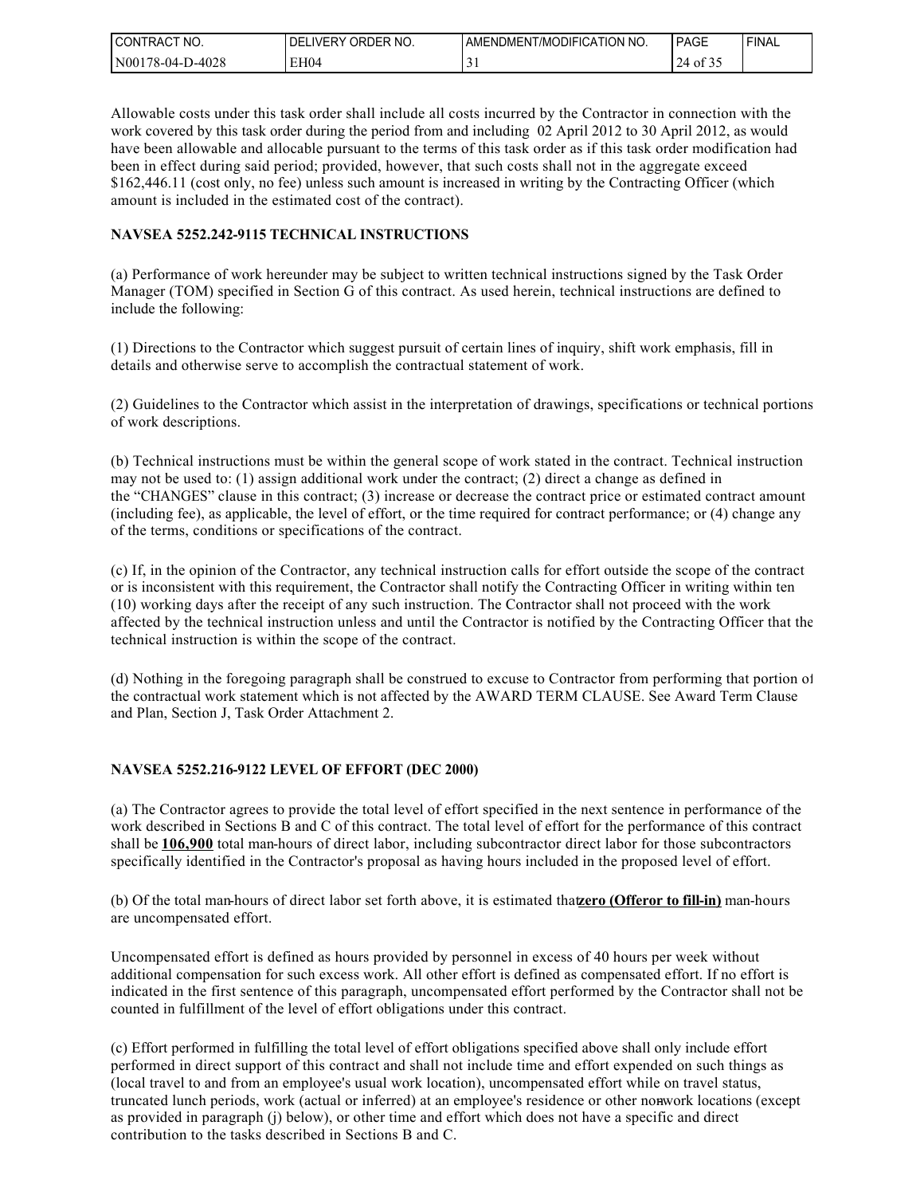Allowable costs under this task order shall include all costs incurred by the Contractor in connection with the work covered by this task order during the period from and including 02 April 2012 to 30 April 2012, as would have been allowable and allocable pursuant to the terms of this task order as if this task order modification had been in effect during said period; provided, however, that such costs shall not in the aggregate exceed $162,446.11 (cost only, no fee) unless such amount is increased in writing by the Contracting Officer (which amount is included in the estimated cost of the contract).

**NAVSEA 5252.242-9115 TECHNICAL INSTRUCTIONS**

(a) Performance of work hereunder may be subject to written technical instructions signed by the Task Order Manager (TOM) specified in Section G of this contract. As used herein, technical instructions are defined to include the following:

(1) Directions to the Contractor which suggest pursuit of certain lines of inquiry, shift work emphasis, fill in details and otherwise serve to accomplish the contractual statement of work.

(2) Guidelines to the Contractor which assist in the interpretation of drawings, specifications or technical portions of work descriptions.

(b) Technical instructions must be within the general scope of work stated in the contract. Technical instruction may not be used to: (1) assign additional work under the contract; (2) direct a change as defined in the "CHANGES" clause in this contract; (3) increase or decrease the contract price or estimated contract amount (including fee), as applicable, the level of effort, or the time required for contract performance; or (4) change any of the terms, conditions or specifications of the contract.

(c) If, in the opinion of the Contractor, any technical instruction calls for effort outside the scope of the contract or is inconsistent with this requirement, the Contractor shall notify the Contracting Officer in writing within ten (10) working days after the receipt of any such instruction. The Contractor shall not proceed with the work affected by the technical instruction unless and until the Contractor is notified by the Contracting Officer that the technical instruction is within the scope of the contract.

(d) Nothing in the foregoing paragraph shall be construed to excuse to Contractor from performing that portion of the contractual work statement which is not affected by the AWARD TERM CLAUSE. See Award Term Clause and Plan, Section J, Task Order Attachment 2.

**NAVSEA 5252.216-9122 LEVEL OF EFFORT (DEC 2000)**

(a) The Contractor agrees to provide the total level of effort specified in the next sentence in performance of the work described in Sections B and C of this contract. The total level of effort for the performance of this contract shall be **106,900** total man-hours of direct labor, including subcontractor direct labor for those subcontractors specifically identified in the Contractor's proposal as having hours included in the proposed level of effort.

(b) Of the total man-hours of direct labor set forth above, it is estimated that **zero (Offeror to fill-in)** man-hours are uncompensated effort.

Uncompensated effort is defined as hours provided by personnel in excess of 40 hours per week without additional compensation for such excess work. All other effort is defined as compensated effort. If no effort is indicated in the first sentence of this paragraph, uncompensated effort performed by the Contractor shall not be counted in fulfillment of the level of effort obligations under this contract.

(c) Effort performed in fulfilling the total level of effort obligations specified above shall only include effort performed in direct support of this contract and shall not include time and effort expended on such things as (local travel to and from an employee's usual work location), uncompensated effort while on travel status, truncated lunch periods, work (actual or inferred) at an employee's residence or other non-work locations (except as provided in paragraph (j) below), or other time and effort which does not have a specific and direct contribution to the tasks described in Sections B and C.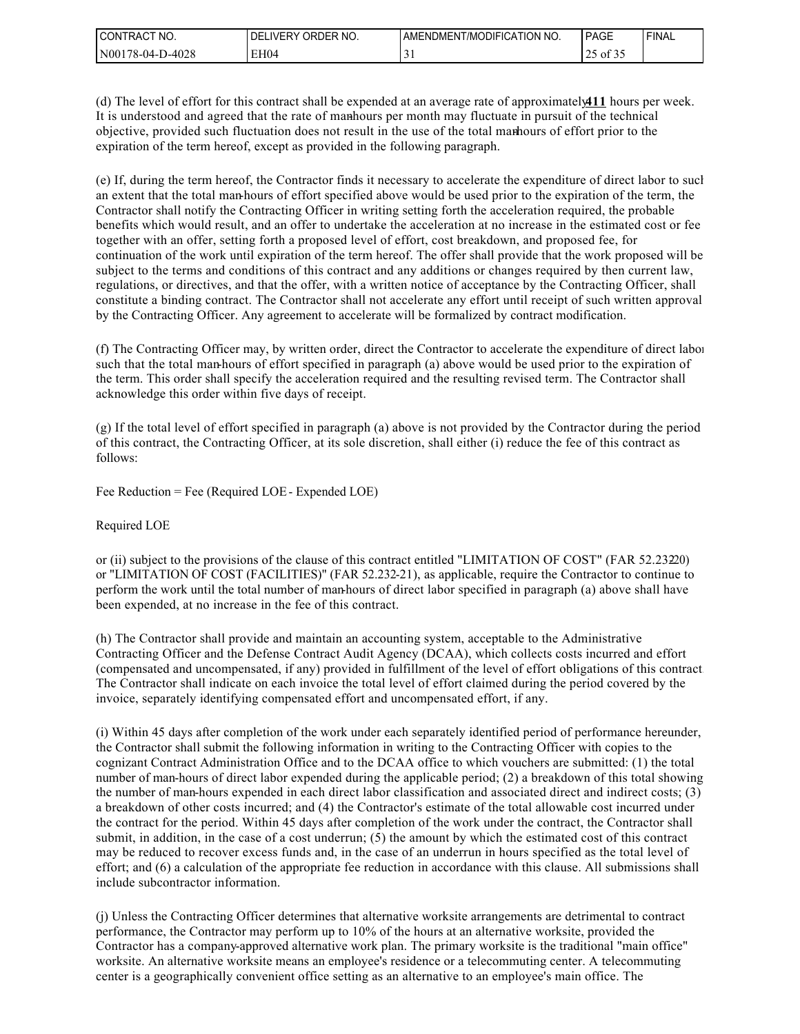(d) The level of effort for this contract shall be expended at an average rate of approximately **411** hours per week. It is understood and agreed that the rate of man-hours per month may fluctuate in pursuit of the technical objective, provided such fluctuation does not result in the use of the total man-hours of effort prior to the expiration of the term hereof, except as provided in the following paragraph.

(e) If, during the term hereof, the Contractor finds it necessary to accelerate the expenditure of direct labor to such an extent that the total man-hours of effort specified above would be used prior to the expiration of the term, the Contractor shall notify the Contracting Officer in writing setting forth the acceleration required, the probable benefits which would result, and an offer to undertake the acceleration at no increase in the estimated cost or fee together with an offer, setting forth a proposed level of effort, cost breakdown, and proposed fee, for continuation of the work until expiration of the term hereof. The offer shall provide that the work proposed will be subject to the terms and conditions of this contract and any additions or changes required by then current law, regulations, or directives, and that the offer, with a written notice of acceptance by the Contracting Officer, shall constitute a binding contract. The Contractor shall not accelerate any effort until receipt of such written approval by the Contracting Officer. Any agreement to accelerate will be formalized by contract modification.

(f) The Contracting Officer may, by written order, direct the Contractor to accelerate the expenditure of direct labor such that the total man-hours of effort specified in paragraph (a) above would be used prior to the expiration of the term. This order shall specify the acceleration required and the resulting revised term. The Contractor shall acknowledge this order within five days of receipt.

(g) If the total level of effort specified in paragraph (a) above is not provided by the Contractor during the period of this contract, the Contracting Officer, at its sole discretion, shall either (i) reduce the fee of this contract as follows:

Fee Reduction = Fee (Required LOE - Expended LOE)

Required LOE

or (ii) subject to the provisions of the clause of this contract entitled "LIMITATION OF COST" (FAR 52.232-20) or "LIMITATION OF COST (FACILITIES)" (FAR 52.232-21), as applicable, require the Contractor to continue to perform the work until the total number of man-hours of direct labor specified in paragraph (a) above shall have been expended, at no increase in the fee of this contract.

(h) The Contractor shall provide and maintain an accounting system, acceptable to the Administrative Contracting Officer and the Defense Contract Audit Agency (DCAA), which collects costs incurred and effort (compensated and uncompensated, if any) provided in fulfillment of the level of effort obligations of this contract. The Contractor shall indicate on each invoice the total level of effort claimed during the period covered by the invoice, separately identifying compensated effort and uncompensated effort, if any.

(i) Within 45 days after completion of the work under each separately identified period of performance hereunder, the Contractor shall submit the following information in writing to the Contracting Officer with copies to the cognizant Contract Administration Office and to the DCAA office to which vouchers are submitted: (1) the total number of man-hours of direct labor expended during the applicable period; (2) a breakdown of this total showing the number of man-hours expended in each direct labor classification and associated direct and indirect costs; (3) a breakdown of other costs incurred; and (4) the Contractor's estimate of the total allowable cost incurred under the contract for the period. Within 45 days after completion of the work under the contract, the Contractor shall submit, in addition, in the case of a cost underrun; (5) the amount by which the estimated cost of this contract may be reduced to recover excess funds and, in the case of an underrun in hours specified as the total level of effort; and (6) a calculation of the appropriate fee reduction in accordance with this clause. All submissions shall include subcontractor information.

(j) Unless the Contracting Officer determines that alternative worksite arrangements are detrimental to contract performance, the Contractor may perform up to 10% of the hours at an alternative worksite, provided the Contractor has a company-approved alternative work plan. The primary worksite is the traditional "main office" worksite. An alternative worksite means an employee's residence or a telecommuting center. A telecommuting center is a geographically convenient office setting as an alternative to an employee's main office. The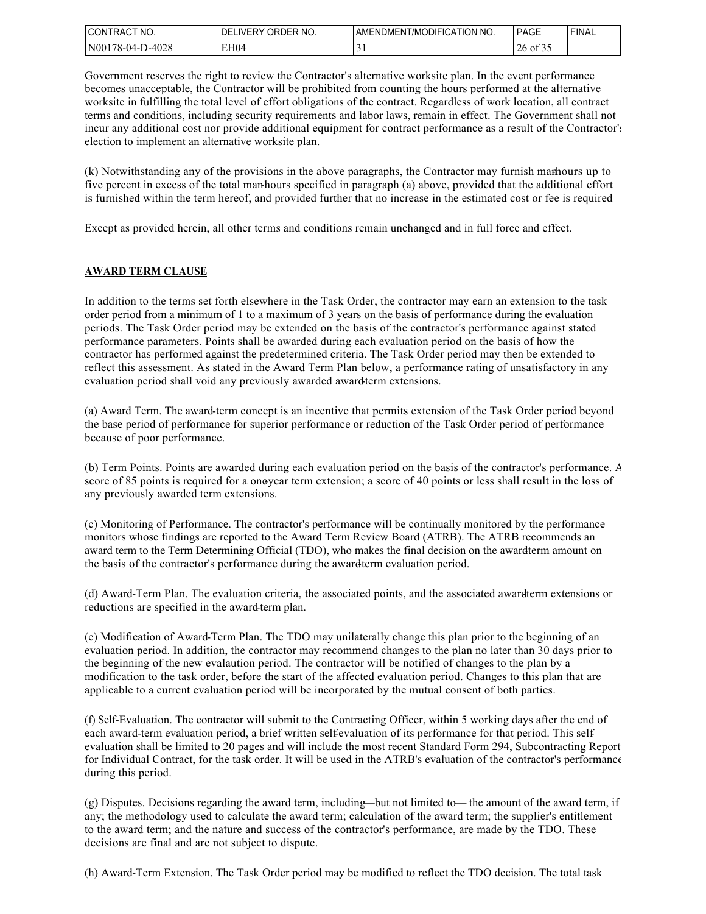Government reserves the right to review the Contractor's alternative worksite plan. In the event performance becomes unacceptable, the Contractor will be prohibited from counting the hours performed at the alternative worksite in fulfilling the total level of effort obligations of the contract. Regardless of work location, all contract terms and conditions, including security requirements and labor laws, remain in effect. The Government shall not incur any additional cost nor provide additional equipment for contract performance as a result of the Contractor's election to implement an alternative worksite plan.

(k) Notwithstanding any of the provisions in the above paragraphs, the Contractor may furnish man-hours up to five percent in excess of the total man-hours specified in paragraph (a) above, provided that the additional effort is furnished within the term hereof, and provided further that no increase in the estimated cost or fee is required

Except as provided herein, all other terms and conditions remain unchanged and in full force and effect.

**AWARD TERM CLAUSE**

In addition to the terms set forth elsewhere in the Task Order, the contractor may earn an extension to the task order period from a minimum of 1 to a maximum of 3 years on the basis of performance during the evaluation periods. The Task Order period may be extended on the basis of the contractor's performance against stated performance parameters. Points shall be awarded during each evaluation period on the basis of how the contractor has performed against the predetermined criteria. The Task Order period may then be extended to reflect this assessment. As stated in the Award Term Plan below, a performance rating of unsatisfactory in any evaluation period shall void any previously awarded award-term extensions.

(a) Award Term. The award-term concept is an incentive that permits extension of the Task Order period beyond the base period of performance for superior performance or reduction of the Task Order period of performance because of poor performance.

(b) Term Points. Points are awarded during each evaluation period on the basis of the contractor's performance. A score of 85 points is required for a one-year term extension; a score of 40 points or less shall result in the loss of any previously awarded term extensions.

(c) Monitoring of Performance. The contractor's performance will be continually monitored by the performance monitors whose findings are reported to the Award Term Review Board (ATRB). The ATRB recommends an award term to the Term Determining Official (TDO), who makes the final decision on the award-term amount on the basis of the contractor's performance during the award-term evaluation period.

(d) Award-Term Plan. The evaluation criteria, the associated points, and the associated award-term extensions or reductions are specified in the award-term plan.

(e) Modification of Award-Term Plan. The TDO may unilaterally change this plan prior to the beginning of an evaluation period. In addition, the contractor may recommend changes to the plan no later than 30 days prior to the beginning of the new evalaution period. The contractor will be notified of changes to the plan by a modification to the task order, before the start of the affected evaluation period. Changes to this plan that are applicable to a current evaluation period will be incorporated by the mutual consent of both parties.

(f) Self-Evaluation. The contractor will submit to the Contracting Officer, within 5 working days after the end of each award-term evaluation period, a brief written self-evaluation of its performance for that period. This self-evaluation shall be limited to 20 pages and will include the most recent Standard Form 294, Subcontracting Report for Individual Contract, for the task order. It will be used in the ATRB's evaluation of the contractor's performance during this period.

(g) Disputes. Decisions regarding the award term, including—but not limited to— the amount of the award term, if any; the methodology used to calculate the award term; calculation of the award term; the supplier's entitlement to the award term; and the nature and success of the contractor's performance, are made by the TDO. These decisions are final and are not subject to dispute.

(h) Award-Term Extension. The Task Order period may be modified to reflect the TDO decision. The total task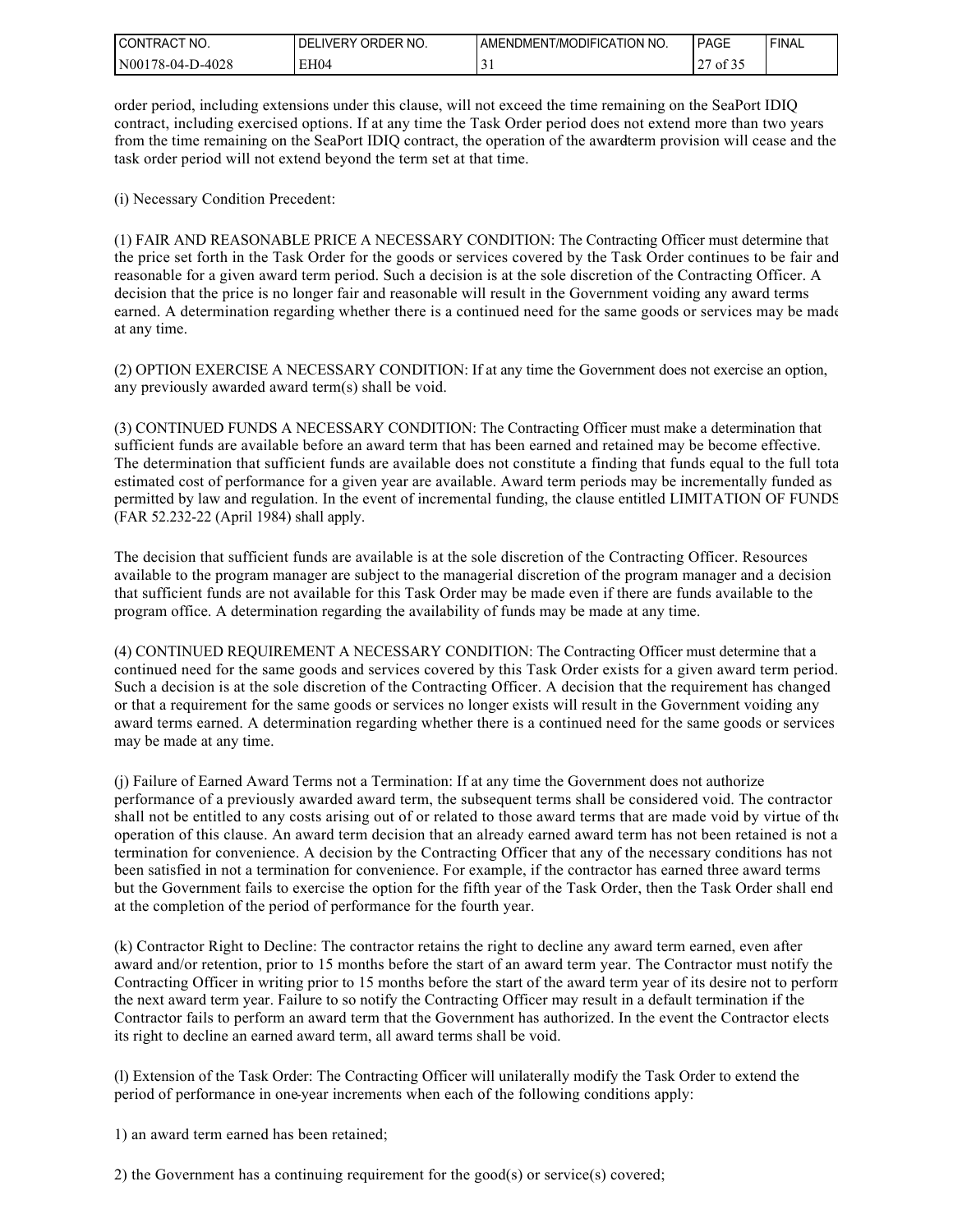order period, including extensions under this clause, will not exceed the time remaining on the SeaPort IDIQ contract, including exercised options. If at any time the Task Order period does not extend more than two years from the time remaining on the SeaPort IDIQ contract, the operation of the award term provision will cease and the task order period will not extend beyond the term set at that time.

(i) Necessary Condition Precedent:

(1) FAIR AND REASONABLE PRICE A NECESSARY CONDITION: The Contracting Officer must determine that the price set forth in the Task Order for the goods or services covered by the Task Order continues to be fair and reasonable for a given award term period. Such a decision is at the sole discretion of the Contracting Officer. A decision that the price is no longer fair and reasonable will result in the Government voiding any award terms earned. A determination regarding whether there is a continued need for the same goods or services may be made at any time.

(2) OPTION EXERCISE A NECESSARY CONDITION: If at any time the Government does not exercise an option, any previously awarded award term(s) shall be void.

(3) CONTINUED FUNDS A NECESSARY CONDITION: The Contracting Officer must make a determination that sufficient funds are available before an award term that has been earned and retained may be become effective. The determination that sufficient funds are available does not constitute a finding that funds equal to the full total estimated cost of performance for a given year are available. Award term periods may be incrementally funded as permitted by law and regulation. In the event of incremental funding, the clause entitled LIMITATION OF FUNDS (FAR 52.232-22 (April 1984) shall apply.

The decision that sufficient funds are available is at the sole discretion of the Contracting Officer. Resources available to the program manager are subject to the managerial discretion of the program manager and a decision that sufficient funds are not available for this Task Order may be made even if there are funds available to the program office. A determination regarding the availability of funds may be made at any time.

(4) CONTINUED REQUIREMENT A NECESSARY CONDITION: The Contracting Officer must determine that a continued need for the same goods and services covered by this Task Order exists for a given award term period. Such a decision is at the sole discretion of the Contracting Officer. A decision that the requirement has changed or that a requirement for the same goods or services no longer exists will result in the Government voiding any award terms earned. A determination regarding whether there is a continued need for the same goods or services may be made at any time.

(j) Failure of Earned Award Terms not a Termination: If at any time the Government does not authorize performance of a previously awarded award term, the subsequent terms shall be considered void. The contractor shall not be entitled to any costs arising out of or related to those award terms that are made void by virtue of the operation of this clause. An award term decision that an already earned award term has not been retained is not a termination for convenience. A decision by the Contracting Officer that any of the necessary conditions has not been satisfied in not a termination for convenience. For example, if the contractor has earned three award terms but the Government fails to exercise the option for the fifth year of the Task Order, then the Task Order shall end at the completion of the period of performance for the fourth year.

(k) Contractor Right to Decline: The contractor retains the right to decline any award term earned, even after award and/or retention, prior to 15 months before the start of an award term year. The Contractor must notify the Contracting Officer in writing prior to 15 months before the start of the award term year of its desire not to perform the next award term year. Failure to so notify the Contracting Officer may result in a default termination if the Contractor fails to perform an award term that the Government has authorized. In the event the Contractor elects its right to decline an earned award term, all award terms shall be void.

(l) Extension of the Task Order: The Contracting Officer will unilaterally modify the Task Order to extend the period of performance in one-year increments when each of the following conditions apply:

1) an award term earned has been retained;

2) the Government has a continuing requirement for the good(s) or service(s) covered;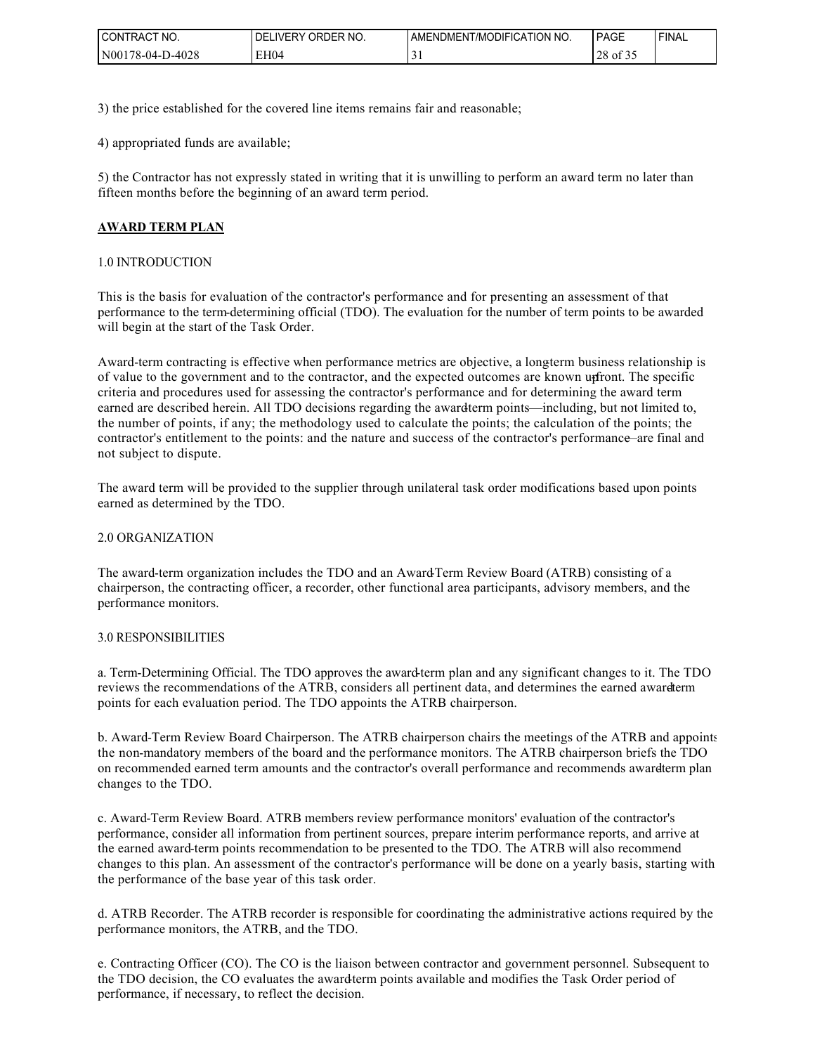3) the price established for the covered line items remains fair and reasonable;

4) appropriated funds are available;

5) the Contractor has not expressly stated in writing that it is unwilling to perform an award term no later than fifteen months before the beginning of an award term period.

**AWARD TERM PLAN**

1.0 INTRODUCTION

This is the basis for evaluation of the contractor's performance and for presenting an assessment of that performance to the term-determining official (TDO). The evaluation for the number of term points to be awarded will begin at the start of the Task Order.

Award-term contracting is effective when performance metrics are objective, a long-term business relationship is of value to the government and to the contractor, and the expected outcomes are known upfront. The specific criteria and procedures used for assessing the contractor's performance and for determining the award term earned are described herein. All TDO decisions regarding the award-term points—including, but not limited to, the number of points, if any; the methodology used to calculate the points; the calculation of the points; the contractor's entitlement to the points: and the nature and success of the contractor's performance—are final and not subject to dispute.

The award term will be provided to the supplier through unilateral task order modifications based upon points earned as determined by the TDO.

2.0 ORGANIZATION

The award-term organization includes the TDO and an Award-Term Review Board (ATRB) consisting of a chairperson, the contracting officer, a recorder, other functional area participants, advisory members, and the performance monitors.

3.0 RESPONSIBILITIES

a. Term-Determining Official. The TDO approves the award-term plan and any significant changes to it. The TDO reviews the recommendations of the ATRB, considers all pertinent data, and determines the earned award-term points for each evaluation period. The TDO appoints the ATRB chairperson.

b. Award-Term Review Board Chairperson. The ATRB chairperson chairs the meetings of the ATRB and appoints the non-mandatory members of the board and the performance monitors. The ATRB chairperson briefs the TDO on recommended earned term amounts and the contractor's overall performance and recommends award-term plan changes to the TDO.

c. Award-Term Review Board. ATRB members review performance monitors' evaluation of the contractor's performance, consider all information from pertinent sources, prepare interim performance reports, and arrive at the earned award-term points recommendation to be presented to the TDO. The ATRB will also recommend changes to this plan. An assessment of the contractor's performance will be done on a yearly basis, starting with the performance of the base year of this task order.

d. ATRB Recorder. The ATRB recorder is responsible for coordinating the administrative actions required by the performance monitors, the ATRB, and the TDO.

e. Contracting Officer (CO). The CO is the liaison between contractor and government personnel. Subsequent to the TDO decision, the CO evaluates the award-term points available and modifies the Task Order period of performance, if necessary, to reflect the decision.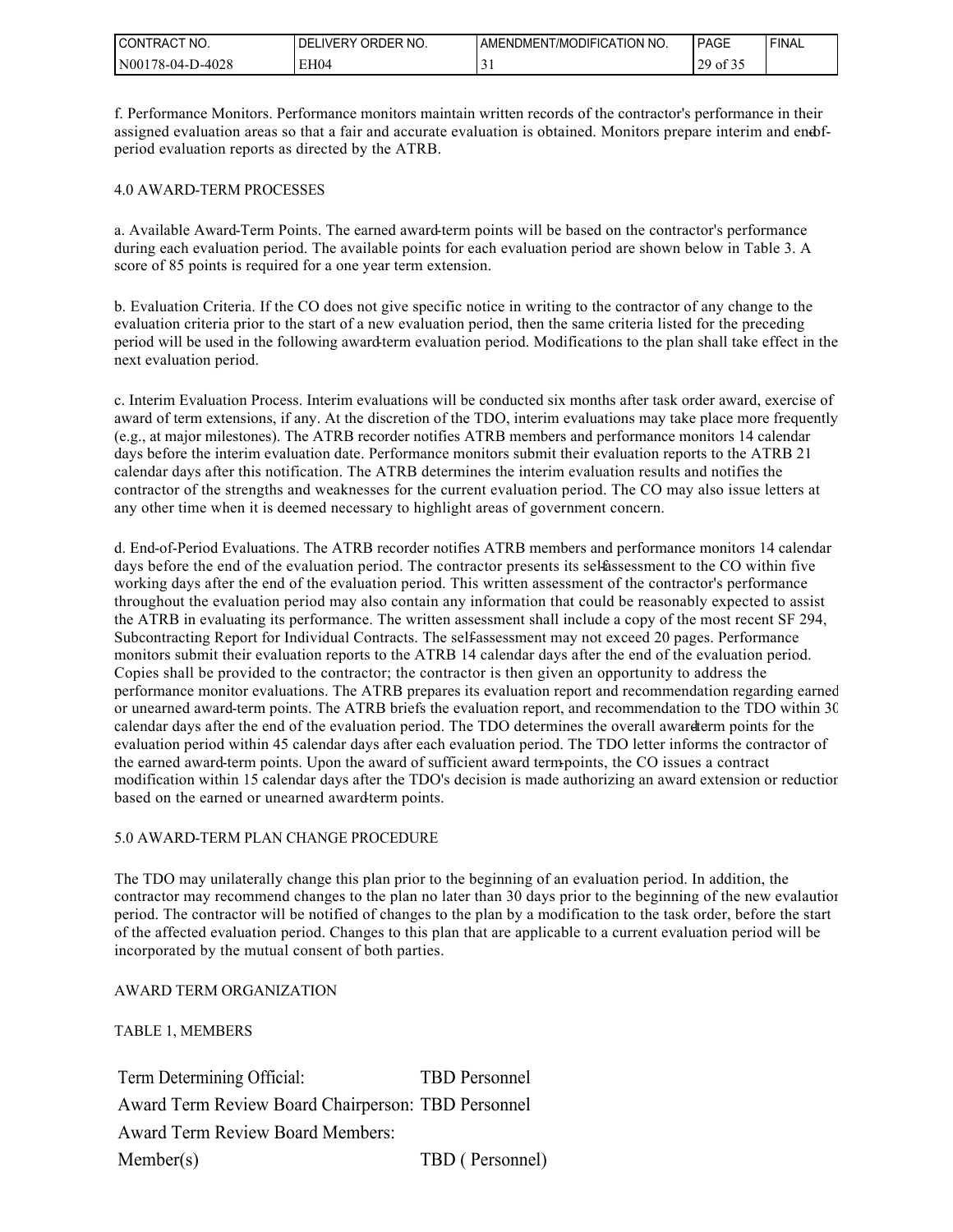f. Performance Monitors. Performance monitors maintain written records of the contractor's performance in their assigned evaluation areas so that a fair and accurate evaluation is obtained. Monitors prepare interim and end-of-period evaluation reports as directed by the ATRB.

## 4.0 AWARD-TERM PROCESSES

a. Available Award-Term Points. The earned award-term points will be based on the contractor's performance during each evaluation period. The available points for each evaluation period are shown below in Table 3. A score of 85 points is required for a one year term extension.

b. Evaluation Criteria. If the CO does not give specific notice in writing to the contractor of any change to the evaluation criteria prior to the start of a new evaluation period, then the same criteria listed for the preceding period will be used in the following award-term evaluation period. Modifications to the plan shall take effect in the next evaluation period.

c. Interim Evaluation Process. Interim evaluations will be conducted six months after task order award, exercise of award of term extensions, if any. At the discretion of the TDO, interim evaluations may take place more frequently (e.g., at major milestones). The ATRB recorder notifies ATRB members and performance monitors 14 calendar days before the interim evaluation date. Performance monitors submit their evaluation reports to the ATRB 21 calendar days after this notification. The ATRB determines the interim evaluation results and notifies the contractor of the strengths and weaknesses for the current evaluation period. The CO may also issue letters at any other time when it is deemed necessary to highlight areas of government concern.

d. End-of-Period Evaluations. The ATRB recorder notifies ATRB members and performance monitors 14 calendar days before the end of the evaluation period. The contractor presents its self-assessment to the CO within five working days after the end of the evaluation period. This written assessment of the contractor's performance throughout the evaluation period may also contain any information that could be reasonably expected to assist the ATRB in evaluating its performance. The written assessment shall include a copy of the most recent SF 294, Subcontracting Report for Individual Contracts. The self-assessment may not exceed 20 pages. Performance monitors submit their evaluation reports to the ATRB 14 calendar days after the end of the evaluation period. Copies shall be provided to the contractor; the contractor is then given an opportunity to address the performance monitor evaluations. The ATRB prepares its evaluation report and recommendation regarding earned or unearned award-term points. The ATRB briefs the evaluation report, and recommendation to the TDO within 30 calendar days after the end of the evaluation period. The TDO determines the overall award-term points for the evaluation period within 45 calendar days after each evaluation period. The TDO letter informs the contractor of the earned award-term points. Upon the award of sufficient award term-points, the CO issues a contract modification within 15 calendar days after the TDO's decision is made authorizing an award extension or reduction based on the earned or unearned award-term points.

## 5.0 AWARD-TERM PLAN CHANGE PROCEDURE

The TDO may unilaterally change this plan prior to the beginning of an evaluation period. In addition, the contractor may recommend changes to the plan no later than 30 days prior to the beginning of the new evalaution period. The contractor will be notified of changes to the plan by a modification to the task order, before the start of the affected evaluation period. Changes to this plan that are applicable to a current evaluation period will be incorporated by the mutual consent of both parties.

AWARD TERM ORGANIZATION

TABLE 1, MEMBERS

| | |
|---|---|
| Term Determining Official: | TBD Personnel |
| Award Term Review Board Chairperson: | TBD Personnel |
| Award Term Review Board Members: | |
| Member(s) | TBD ( Personnel) |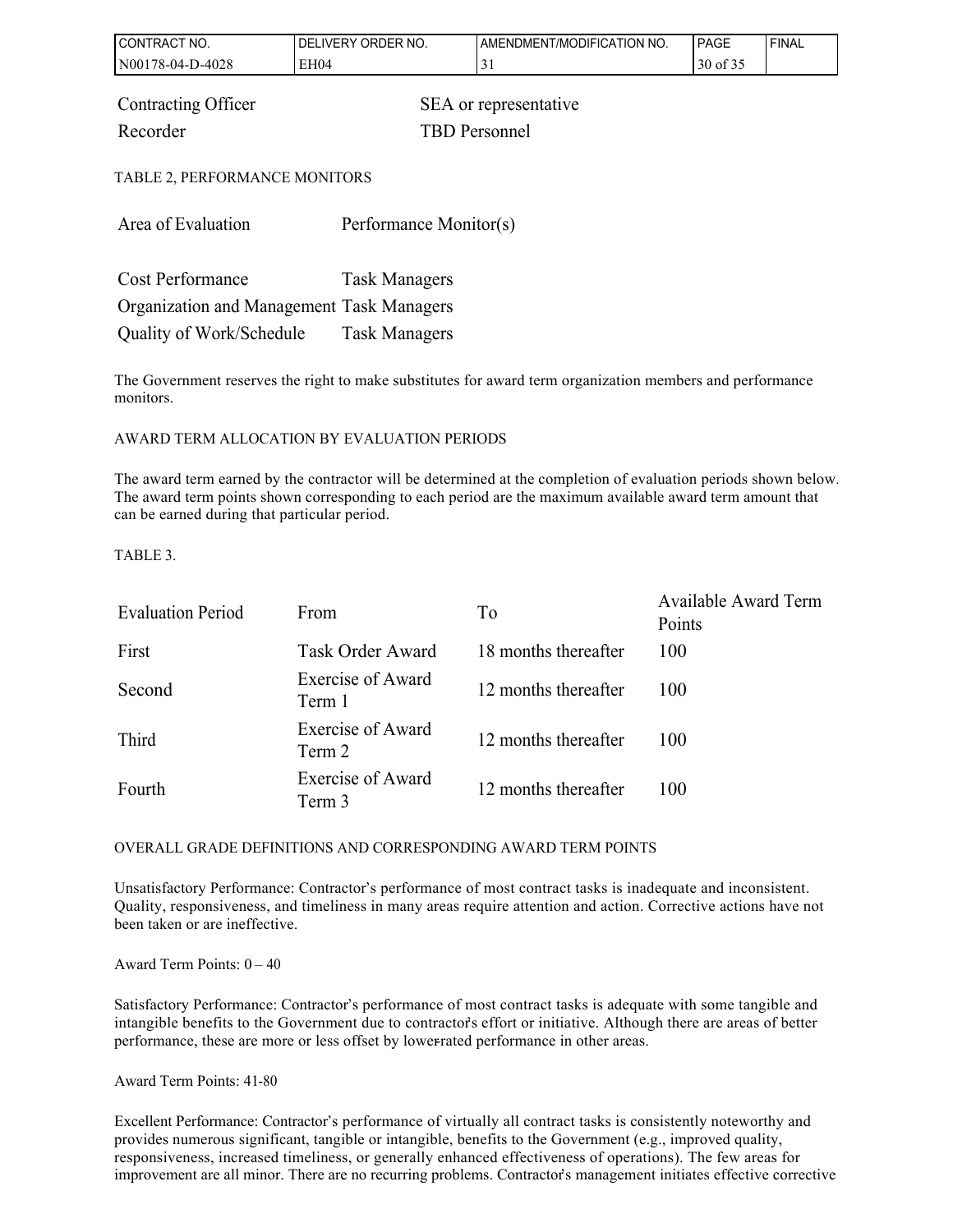| | |
|---|---|
| Contracting Officer | SEA or representative |
| Recorder | TBD Personnel |

TABLE 2, PERFORMANCE MONITORS

| Area of Evaluation | Performance Monitor(s) |
|---|---|
| Cost Performance | Task Managers |
| Organization and Management | Task Managers |
| Quality of Work/Schedule | Task Managers |

The Government reserves the right to make substitutes for award term organization members and performance monitors.

AWARD TERM ALLOCATION BY EVALUATION PERIODS

The award term earned by the contractor will be determined at the completion of evaluation periods shown below. The award term points shown corresponding to each period are the maximum available award term amount that can be earned during that particular period.

TABLE 3.

| Evaluation Period | From | To | Available Award Term Points |
|---|---|---|---|
| First | Task Order Award | 18 months thereafter | 100 |
| Second | Exercise of Award Term 1 | 12 months thereafter | 100 |
| Third | Exercise of Award Term 2 | 12 months thereafter | 100 |
| Fourth | Exercise of Award Term 3 | 12 months thereafter | 100 |

OVERALL GRADE DEFINITIONS AND CORRESPONDING AWARD TERM POINTS

Unsatisfactory Performance: Contractor's performance of most contract tasks is inadequate and inconsistent. Quality, responsiveness, and timeliness in many areas require attention and action. Corrective actions have not been taken or are ineffective.

Award Term Points: 0 – 40

Satisfactory Performance: Contractor's performance of most contract tasks is adequate with some tangible and intangible benefits to the Government due to contractor's effort or initiative. Although there are areas of better performance, these are more or less offset by lower-rated performance in other areas.

Award Term Points: 41-80

Excellent Performance: Contractor's performance of virtually all contract tasks is consistently noteworthy and provides numerous significant, tangible or intangible, benefits to the Government (e.g., improved quality, responsiveness, increased timeliness, or generally enhanced effectiveness of operations). The few areas for improvement are all minor. There are no recurring problems. Contractor's management initiates effective corrective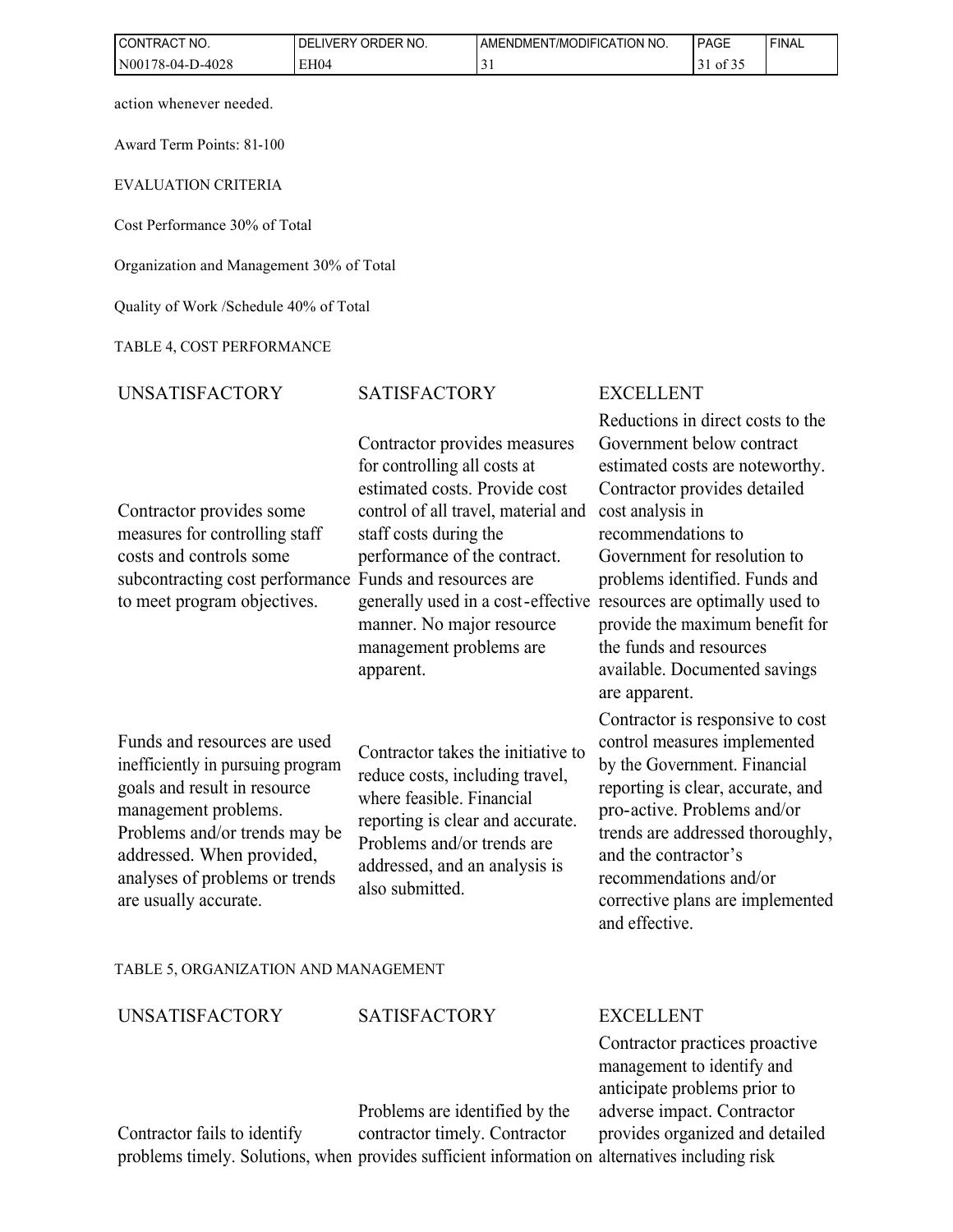action whenever needed.

Award Term Points: 81-100

EVALUATION CRITERIA

Cost Performance 30% of Total

Organization and Management 30% of Total

Quality of Work /Schedule 40% of Total

TABLE 4, COST PERFORMANCE

| UNSATISFACTORY | SATISFACTORY | EXCELLENT |
|---|---|---|
| Contractor provides some measures for controlling staff costs and controls some subcontracting cost performance to meet program objectives. | Contractor provides measures for controlling all costs at estimated costs. Provide cost control of all travel, material and staff costs during the performance of the contract. Funds and resources are generally used in a cost-effective manner. No major resource management problems are apparent. | Reductions in direct costs to the Government below contract estimated costs are noteworthy. Contractor provides detailed cost analysis in recommendations to Government for resolution to problems identified. Funds and resources are optimally used to provide the maximum benefit for the funds and resources available. Documented savings are apparent. |
| Funds and resources are used inefficiently in pursuing program goals and result in resource management problems. Problems and/or trends may be addressed. When provided, analyses of problems or trends are usually accurate. | Contractor takes the initiative to reduce costs, including travel, where feasible. Financial reporting is clear and accurate. Problems and/or trends are addressed, and an analysis is also submitted. | Contractor is responsive to cost control measures implemented by the Government. Financial reporting is clear, accurate, and pro-active. Problems and/or trends are addressed thoroughly, and the contractor's recommendations and/or corrective plans are implemented and effective. |

TABLE 5, ORGANIZATION AND MANAGEMENT

| UNSATISFACTORY | SATISFACTORY | EXCELLENT |
|---|---|---|
| Contractor fails to identify problems timely. Solutions, when | Problems are identified by the contractor timely. Contractor provides sufficient information on | Contractor practices proactive management to identify and anticipate problems prior to adverse impact. Contractor provides organized and detailed alternatives including risk |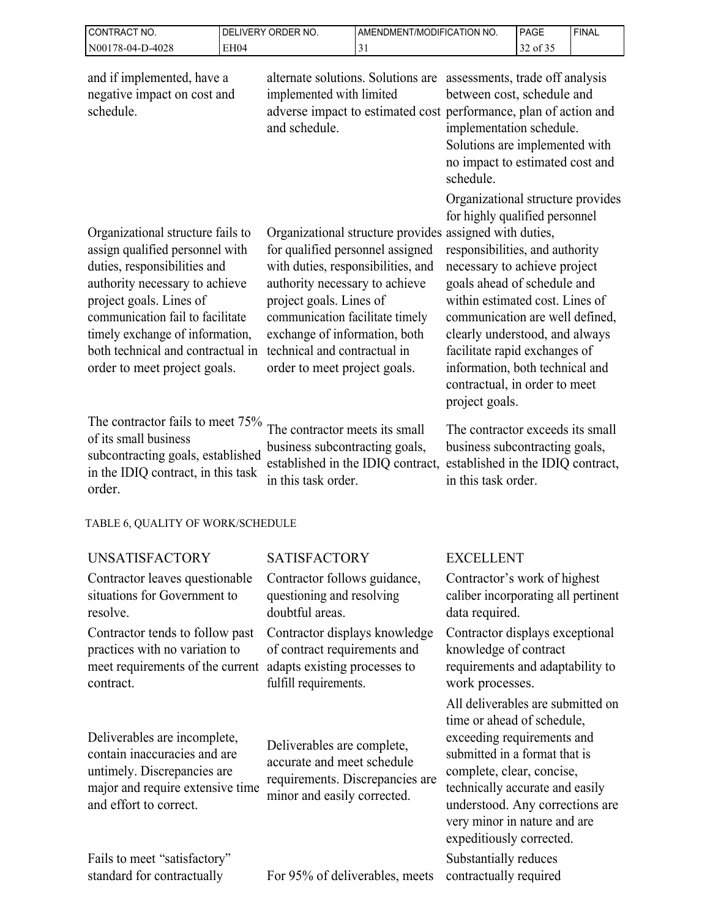| | | |
|---|---|---|
| and if implemented, have a negative impact on cost and schedule. | alternate solutions. Solutions are implemented with limited adverse impact to estimated cost and schedule. | assessments, trade off analysis between cost, schedule and performance, plan of action and implementation schedule. Solutions are implemented with no impact to estimated cost and schedule. |
| Organizational structure fails to assign qualified personnel with duties, responsibilities and authority necessary to achieve project goals. Lines of communication fail to facilitate timely exchange of information, both technical and contractual in order to meet project goals. | Organizational structure provides for qualified personnel assigned with duties, responsibilities, and authority necessary to achieve project goals. Lines of communication facilitate timely exchange of information, both technical and contractual in order to meet project goals. | Organizational structure provides for highly qualified personnel assigned with duties, responsibilities, and authority necessary to achieve project goals ahead of schedule and within estimated cost. Lines of communication are well defined, clearly understood, and always facilitate rapid exchanges of information, both technical and contractual, in order to meet project goals. |
| The contractor fails to meet 75% of its small business subcontracting goals, established in the IDIQ contract, in this task order. | The contractor meets its small business subcontracting goals, established in the IDIQ contract, in this task order. | The contractor exceeds its small business subcontracting goals, established in the IDIQ contract, in this task order. |

TABLE 6, QUALITY OF WORK/SCHEDULE

| UNSATISFACTORY | SATISFACTORY | EXCELLENT |
|---|---|---|
| Contractor leaves questionable situations for Government to resolve. | Contractor follows guidance, questioning and resolving doubtful areas. | Contractor's work of highest caliber incorporating all pertinent data required. |
| Contractor tends to follow past practices with no variation to meet requirements of the current contract. | Contractor displays knowledge of contract requirements and adapts existing processes to fulfill requirements. | Contractor displays exceptional knowledge of contract requirements and adaptability to work processes. |
| Deliverables are incomplete, contain inaccuracies and are untimely. Discrepancies are major and require extensive time and effort to correct. | Deliverables are complete, accurate and meet schedule requirements. Discrepancies are minor and easily corrected. | All deliverables are submitted on time or ahead of schedule, exceeding requirements and submitted in a format that is complete, clear, concise, technically accurate and easily understood. Any corrections are very minor in nature and are expeditiously corrected. |
| Fails to meet "satisfactory" standard for contractually | For 95% of deliverables, meets | Substantially reduces contractually required |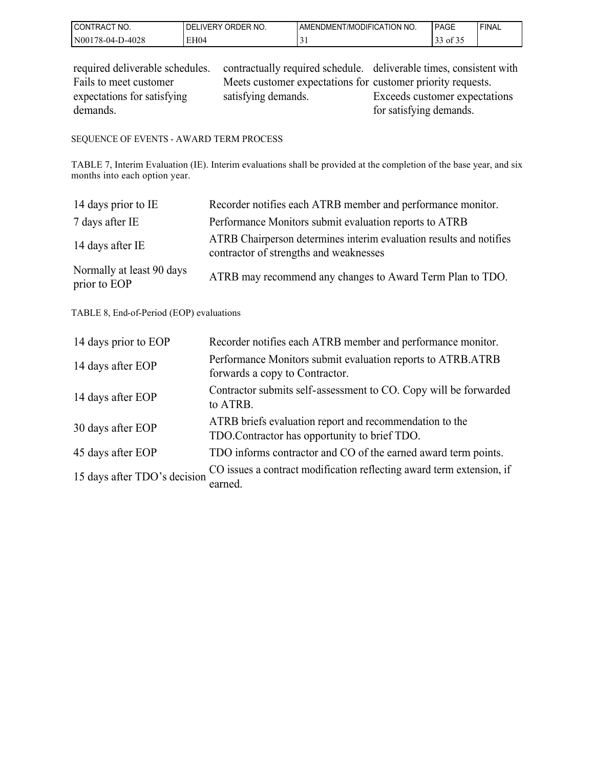| | | |
|---|---|---|
| required deliverable schedules. Fails to meet customer expectations for satisfying demands. | contractually required schedule. Meets customer expectations for satisfying demands. | deliverable times, consistent with customer priority requests. Exceeds customer expectations for satisfying demands. |

SEQUENCE OF EVENTS - AWARD TERM PROCESS

TABLE 7, Interim Evaluation (IE). Interim evaluations shall be provided at the completion of the base year, and six months into each option year.

| | |
|---|---|
| 14 days prior to IE | Recorder notifies each ATRB member and performance monitor. |
| 7 days after IE | Performance Monitors submit evaluation reports to ATRB |
| 14 days after IE | ATRB Chairperson determines interim evaluation results and notifies contractor of strengths and weaknesses |
| Normally at least 90 days prior to EOP | ATRB may recommend any changes to Award Term Plan to TDO. |

TABLE 8, End-of-Period (EOP) evaluations

| | |
|---|---|
| 14 days prior to EOP | Recorder notifies each ATRB member and performance monitor. |
| 14 days after EOP | Performance Monitors submit evaluation reports to ATRB.ATRB forwards a copy to Contractor. |
| 14 days after EOP | Contractor submits self-assessment to CO. Copy will be forwarded to ATRB. |
| 30 days after EOP | ATRB briefs evaluation report and recommendation to the TDO.Contractor has opportunity to brief TDO. |
| 45 days after EOP | TDO informs contractor and CO of the earned award term points. |
| 15 days after TDO's decision | CO issues a contract modification reflecting award term extension, if earned. |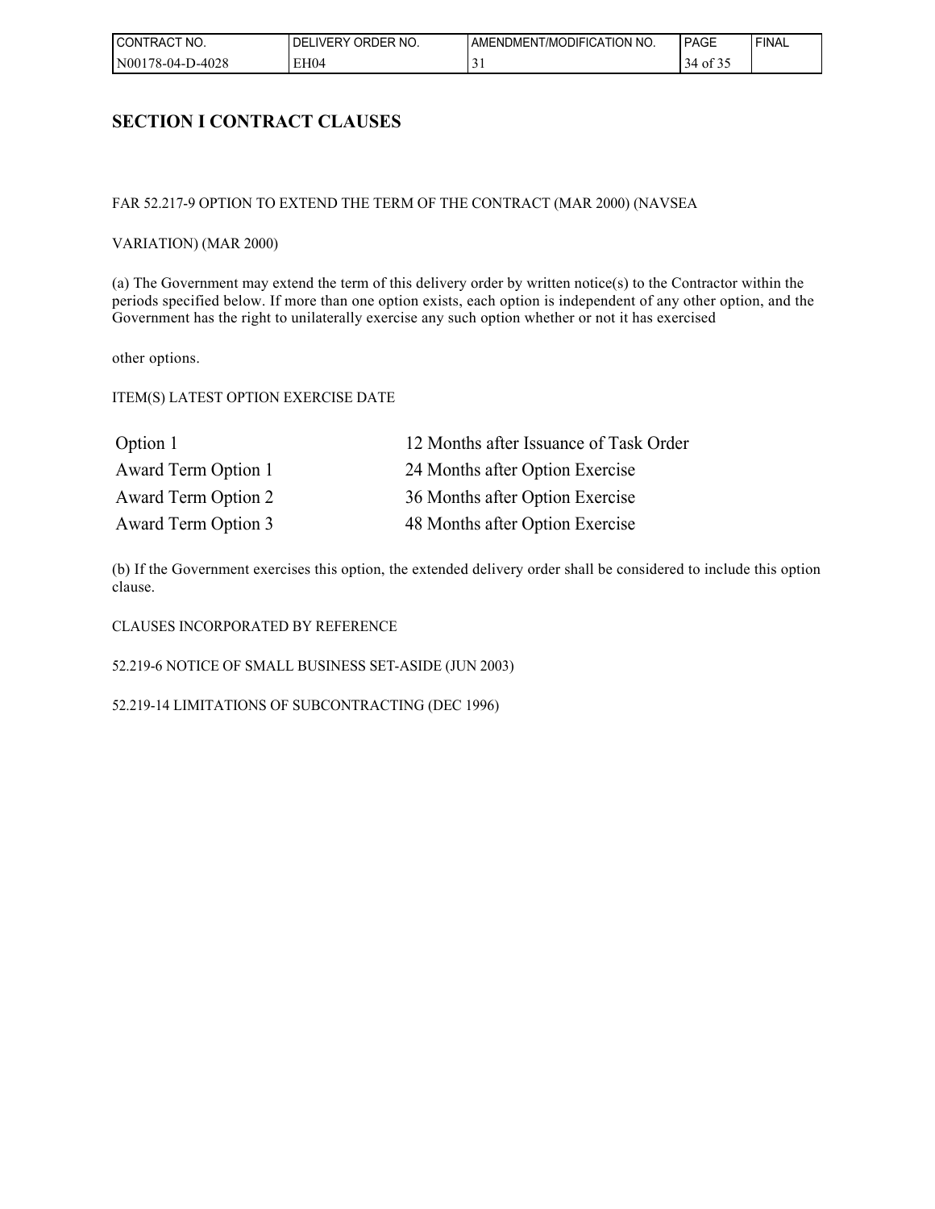## SECTION I CONTRACT CLAUSES

FAR 52.217-9 OPTION TO EXTEND THE TERM OF THE CONTRACT (MAR 2000) (NAVSEA

VARIATION) (MAR 2000)

(a) The Government may extend the term of this delivery order by written notice(s) to the Contractor within the periods specified below. If more than one option exists, each option is independent of any other option, and the Government has the right to unilaterally exercise any such option whether or not it has exercised

other options.

ITEM(S) LATEST OPTION EXERCISE DATE

| | |
|---|---|
| Option 1 | 12 Months after Issuance of Task Order |
| Award Term Option 1 | 24 Months after Option Exercise |
| Award Term Option 2 | 36 Months after Option Exercise |
| Award Term Option 3 | 48 Months after Option Exercise |

(b) If the Government exercises this option, the extended delivery order shall be considered to include this option clause.

CLAUSES INCORPORATED BY REFERENCE

52.219-6 NOTICE OF SMALL BUSINESS SET-ASIDE (JUN 2003)

52.219-14 LIMITATIONS OF SUBCONTRACTING (DEC 1996)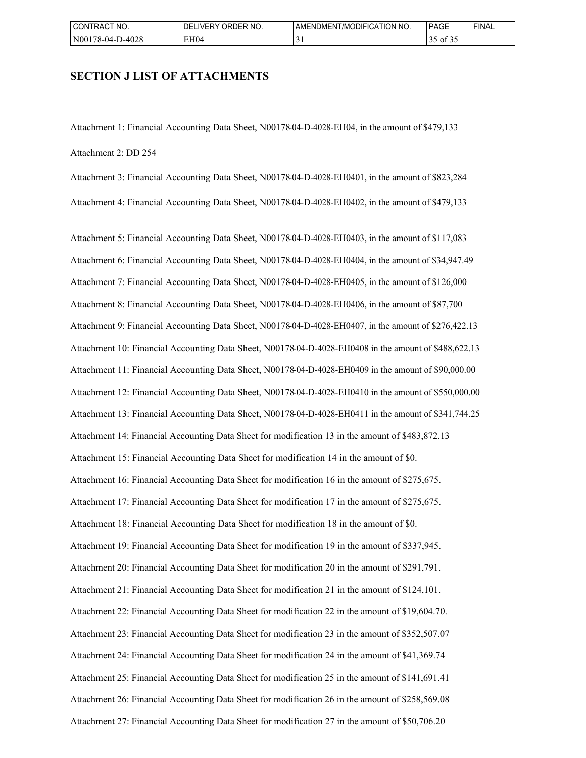## SECTION J LIST OF ATTACHMENTS

Attachment 1: Financial Accounting Data Sheet, N00178-04-D-4028-EH04, in the amount of $479,133

Attachment 2: DD 254

Attachment 3: Financial Accounting Data Sheet, N00178-04-D-4028-EH0401, in the amount of $823,284

Attachment 4: Financial Accounting Data Sheet, N00178-04-D-4028-EH0402, in the amount of $479,133

Attachment 5: Financial Accounting Data Sheet, N00178-04-D-4028-EH0403, in the amount of $117,083

Attachment 6: Financial Accounting Data Sheet, N00178-04-D-4028-EH0404, in the amount of $34,947.49

Attachment 7: Financial Accounting Data Sheet, N00178-04-D-4028-EH0405, in the amount of $126,000

Attachment 8: Financial Accounting Data Sheet, N00178-04-D-4028-EH0406, in the amount of $87,700

Attachment 9: Financial Accounting Data Sheet, N00178-04-D-4028-EH0407, in the amount of $276,422.13

Attachment 10: Financial Accounting Data Sheet, N00178-04-D-4028-EH0408 in the amount of $488,622.13

Attachment 11: Financial Accounting Data Sheet, N00178-04-D-4028-EH0409 in the amount of $90,000.00

Attachment 12: Financial Accounting Data Sheet, N00178-04-D-4028-EH0410 in the amount of $550,000.00

Attachment 13: Financial Accounting Data Sheet, N00178-04-D-4028-EH0411 in the amount of $341,744.25

Attachment 14: Financial Accounting Data Sheet for modification 13 in the amount of $483,872.13

Attachment 15: Financial Accounting Data Sheet for modification 14 in the amount of $0.

Attachment 16: Financial Accounting Data Sheet for modification 16 in the amount of $275,675.

Attachment 17: Financial Accounting Data Sheet for modification 17 in the amount of $275,675.

Attachment 18: Financial Accounting Data Sheet for modification 18 in the amount of $0.

Attachment 19: Financial Accounting Data Sheet for modification 19 in the amount of $337,945.

Attachment 20: Financial Accounting Data Sheet for modification 20 in the amount of $291,791.

Attachment 21: Financial Accounting Data Sheet for modification 21 in the amount of $124,101.

Attachment 22: Financial Accounting Data Sheet for modification 22 in the amount of $19,604.70.

Attachment 23: Financial Accounting Data Sheet for modification 23 in the amount of $352,507.07

Attachment 24: Financial Accounting Data Sheet for modification 24 in the amount of $41,369.74

Attachment 25: Financial Accounting Data Sheet for modification 25 in the amount of $141,691.41

Attachment 26: Financial Accounting Data Sheet for modification 26 in the amount of $258,569.08

Attachment 27: Financial Accounting Data Sheet for modification 27 in the amount of $50,706.20